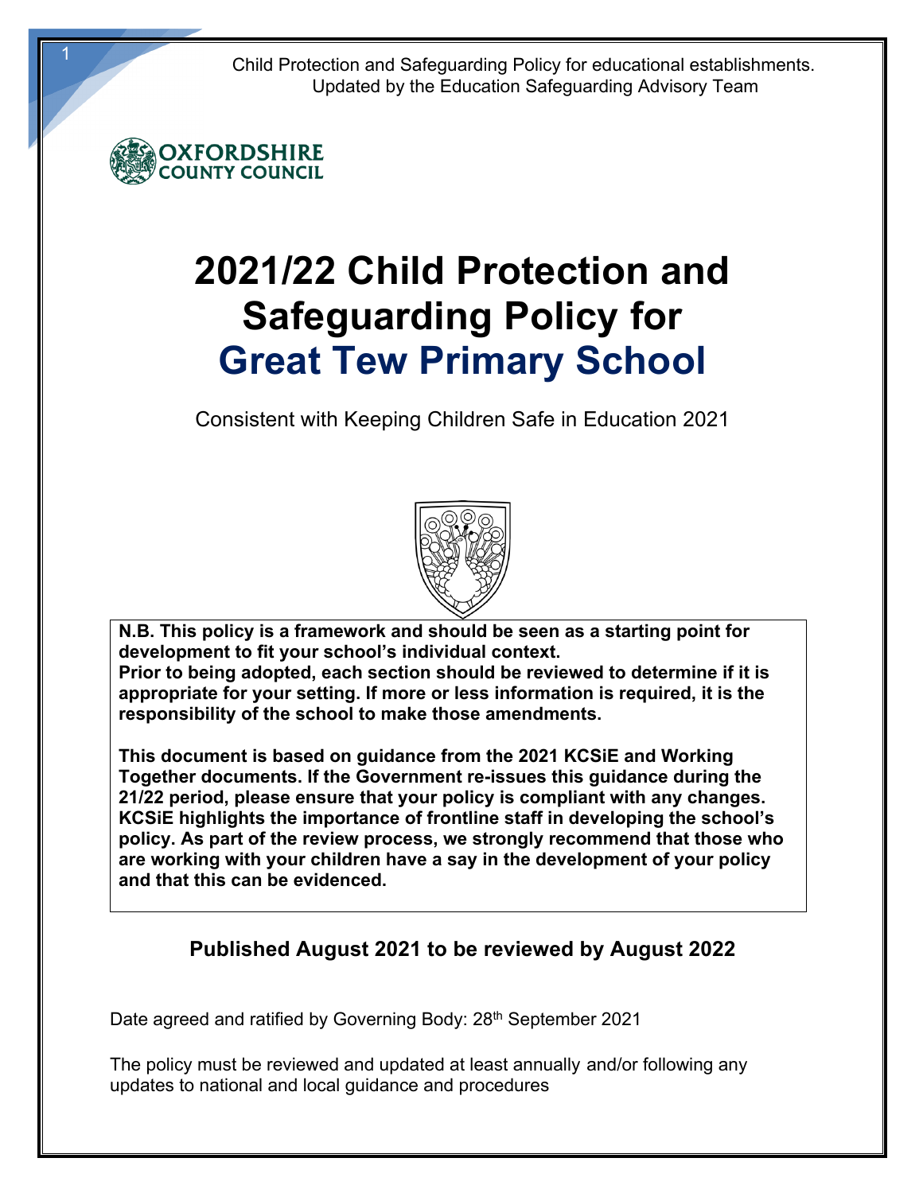Child Protection and Safeguarding Policy for educational establishments.
Updated by the Education Safeguarding Advisory Team

OXFORDSHIRE COUNTY COUNCIL

# 2021/22 Child Protection and Safeguarding Policy for Great Tew Primary School

Consistent with Keeping Children Safe in Education 2021

**N.B. This policy is a framework and should be seen as a starting point for development to fit your school's individual context.**
**Prior to being adopted, each section should be reviewed to determine if it is appropriate for your setting. If more or less information is required, it is the responsibility of the school to make those amendments.**

**This document is based on guidance from the 2021 KCSiE and Working Together documents. If the Government re-issues this guidance during the 21/22 period, please ensure that your policy is compliant with any changes. KCSiE highlights the importance of frontline staff in developing the school's policy. As part of the review process, we strongly recommend that those who are working with your children have a say in the development of your policy and that this can be evidenced.**

**Published August 2021 to be reviewed by August 2022**

Date agreed and ratified by Governing Body: 28th September 2021

The policy must be reviewed and updated at least annually and/or following any updates to national and local guidance and procedures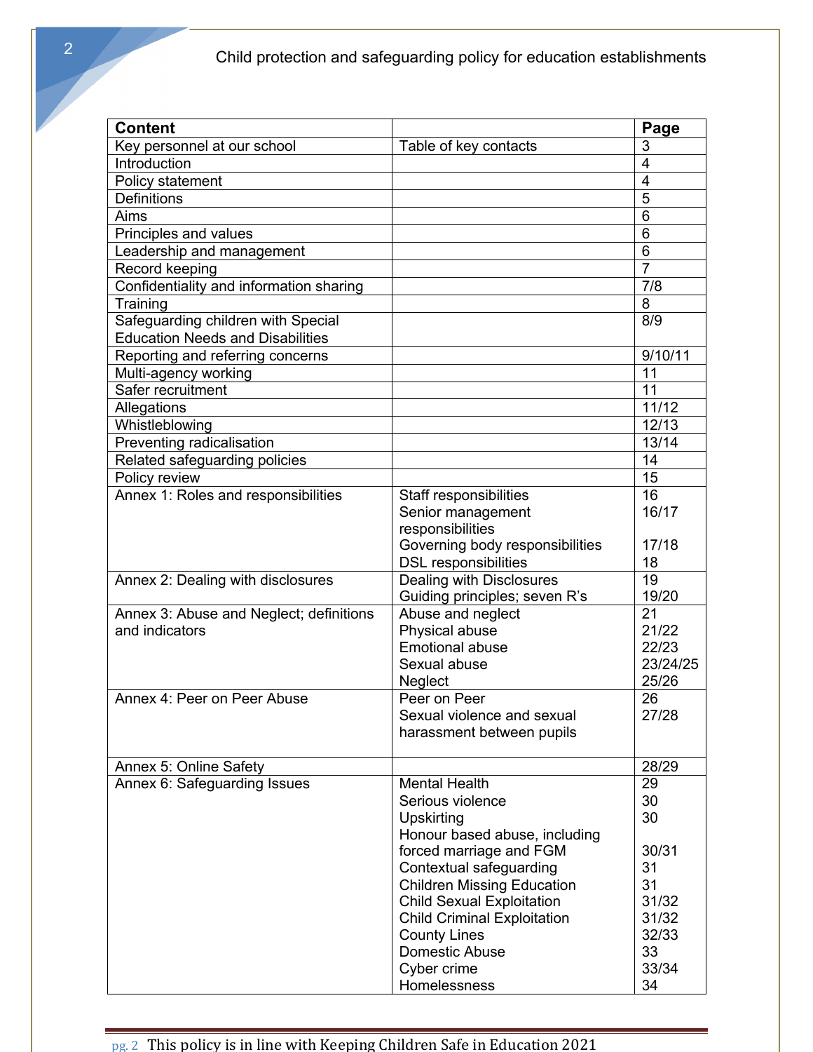| Content | | Page |
|---|---|---|
| Key personnel at our school | Table of key contacts | 3 |
| Introduction | | 4 |
| Policy statement | | 4 |
| Definitions | | 5 |
| Aims | | 6 |
| Principles and values | | 6 |
| Leadership and management | | 6 |
| Record keeping | | 7 |
| Confidentiality and information sharing | | 7/8 |
| Training | | 8 |
| Safeguarding children with Special Education Needs and Disabilities | | 8/9 |
| Reporting and referring concerns | | 9/10/11 |
| Multi-agency working | | 11 |
| Safer recruitment | | 11 |
| Allegations | | 11/12 |
| Whistleblowing | | 12/13 |
| Preventing radicalisation | | 13/14 |
| Related safeguarding policies | | 14 |
| Policy review | | 15 |
| Annex 1: Roles and responsibilities | Staff responsibilities<br>Senior management responsibilities<br>Governing body responsibilities<br>DSL responsibilities | 16<br>16/17<br>17/18<br>18 |
| Annex 2: Dealing with disclosures | Dealing with Disclosures<br>Guiding principles; seven R's | 19<br>19/20 |
| Annex 3: Abuse and Neglect; definitions and indicators | Abuse and neglect<br>Physical abuse<br>Emotional abuse<br>Sexual abuse<br>Neglect | 21<br>21/22<br>22/23<br>23/24/25<br>25/26 |
| Annex 4: Peer on Peer Abuse | Peer on Peer<br>Sexual violence and sexual harassment between pupils | 26<br>27/28 |
| Annex 5: Online Safety | | 28/29 |
| Annex 6: Safeguarding Issues | Mental Health<br>Serious violence<br>Upskirting<br>Honour based abuse, including forced marriage and FGM<br>Contextual safeguarding<br>Children Missing Education<br>Child Sexual Exploitation<br>Child Criminal Exploitation<br>County Lines<br>Domestic Abuse<br>Cyber crime<br>Homelessness | 29<br>30<br>30<br>30/31<br>31<br>31<br>31/32<br>31/32<br>32/33<br>33<br>33/34<br>34 |

This policy is in line with Keeping Children Safe in Education 2021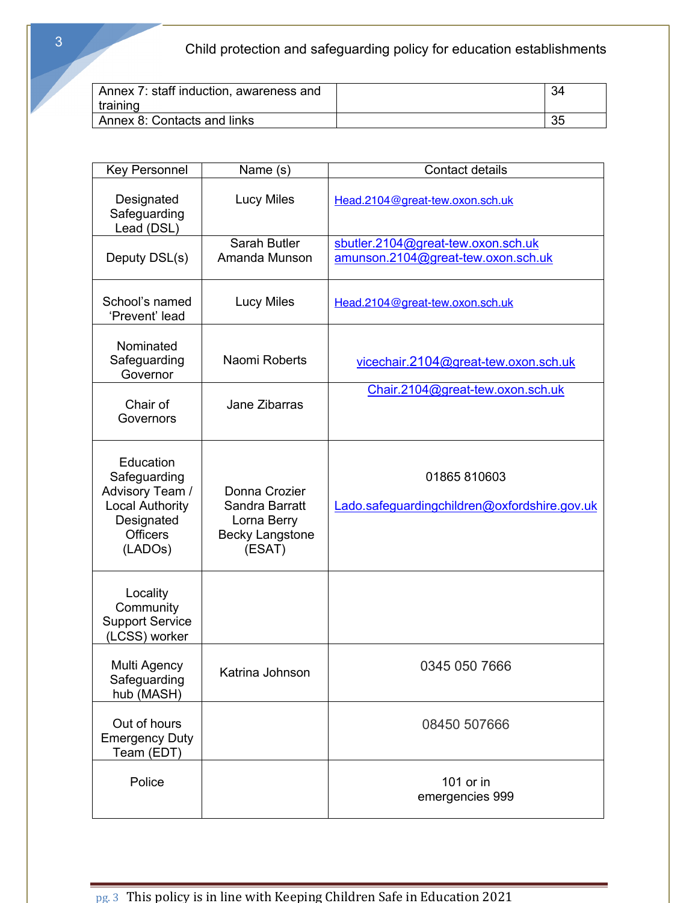| Annex 7: staff induction, awareness and training | | 34 |
|---|---|---|
| Annex 8: Contacts and links | | 35 |

| Key Personnel | Name (s) | Contact details |
|---|---|---|
| Designated Safeguarding Lead (DSL) | Lucy Miles | Head.2104@great-tew.oxon.sch.uk |
| Deputy DSL(s) | Sarah Butler<br>Amanda Munson | sbutler.2104@great-tew.oxon.sch.uk<br>amunson.2104@great-tew.oxon.sch.uk |
| School's named 'Prevent' lead | Lucy Miles | Head.2104@great-tew.oxon.sch.uk |
| Nominated Safeguarding Governor | Naomi Roberts | vicechair.2104@great-tew.oxon.sch.uk |
| Chair of Governors | Jane Zibarras | Chair.2104@great-tew.oxon.sch.uk |
| Education Safeguarding Advisory Team / Local Authority Designated Officers (LADOs) | Donna Crozier<br>Sandra Barratt<br>Lorna Berry<br>Becky Langstone (ESAT) | 01865 810603<br><br>Lado.safeguardingchildren@oxfordshire.gov.uk |
| Locality Community Support Service (LCSS) worker | | |
| Multi Agency Safeguarding hub (MASH) | Katrina Johnson | 0345 050 7666 |
| Out of hours Emergency Duty Team (EDT) | | 08450 507666 |
| Police | | 101 or in emergencies 999 |

This policy is in line with Keeping Children Safe in Education 2021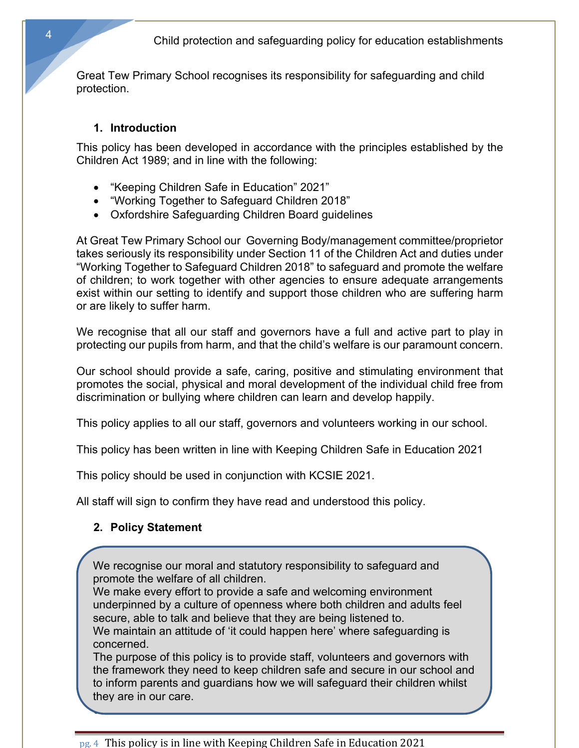Great Tew Primary School recognises its responsibility for safeguarding and child protection.

## 1. Introduction

This policy has been developed in accordance with the principles established by the Children Act 1989; and in line with the following:

- "Keeping Children Safe in Education" 2021"
- "Working Together to Safeguard Children 2018"
- Oxfordshire Safeguarding Children Board guidelines

At Great Tew Primary School our Governing Body/management committee/proprietor takes seriously its responsibility under Section 11 of the Children Act and duties under "Working Together to Safeguard Children 2018" to safeguard and promote the welfare of children; to work together with other agencies to ensure adequate arrangements exist within our setting to identify and support those children who are suffering harm or are likely to suffer harm.

We recognise that all our staff and governors have a full and active part to play in protecting our pupils from harm, and that the child's welfare is our paramount concern.

Our school should provide a safe, caring, positive and stimulating environment that promotes the social, physical and moral development of the individual child free from discrimination or bullying where children can learn and develop happily.

This policy applies to all our staff, governors and volunteers working in our school.

This policy has been written in line with Keeping Children Safe in Education 2021

This policy should be used in conjunction with KCSIE 2021.

All staff will sign to confirm they have read and understood this policy.

## 2. Policy Statement

We recognise our moral and statutory responsibility to safeguard and promote the welfare of all children.
We make every effort to provide a safe and welcoming environment underpinned by a culture of openness where both children and adults feel secure, able to talk and believe that they are being listened to.
We maintain an attitude of 'it could happen here' where safeguarding is concerned.
The purpose of this policy is to provide staff, volunteers and governors with the framework they need to keep children safe and secure in our school and to inform parents and guardians how we will safeguard their children whilst they are in our care.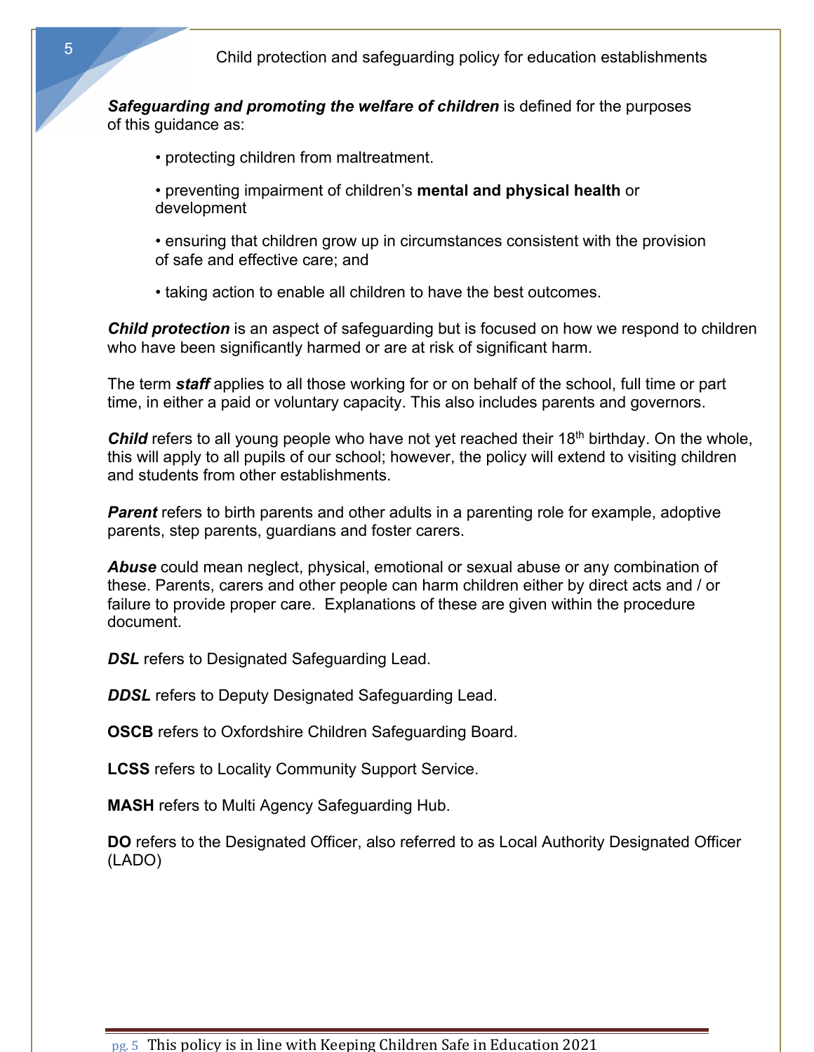***Safeguarding and promoting the welfare of children*** is defined for the purposes of this guidance as:

- protecting children from maltreatment.
- preventing impairment of children's **mental and physical health** or development
- ensuring that children grow up in circumstances consistent with the provision of safe and effective care; and
- taking action to enable all children to have the best outcomes.

***Child protection*** is an aspect of safeguarding but is focused on how we respond to children who have been significantly harmed or are at risk of significant harm.

The term ***staff*** applies to all those working for or on behalf of the school, full time or part time, in either a paid or voluntary capacity. This also includes parents and governors.

***Child*** refers to all young people who have not yet reached their 18th birthday. On the whole, this will apply to all pupils of our school; however, the policy will extend to visiting children and students from other establishments.

***Parent*** refers to birth parents and other adults in a parenting role for example, adoptive parents, step parents, guardians and foster carers.

***Abuse*** could mean neglect, physical, emotional or sexual abuse or any combination of these. Parents, carers and other people can harm children either by direct acts and / or failure to provide proper care. Explanations of these are given within the procedure document.

***DSL*** refers to Designated Safeguarding Lead.

***DDSL*** refers to Deputy Designated Safeguarding Lead.

**OSCB** refers to Oxfordshire Children Safeguarding Board.

**LCSS** refers to Locality Community Support Service.

**MASH** refers to Multi Agency Safeguarding Hub.

**DO** refers to the Designated Officer, also referred to as Local Authority Designated Officer (LADO)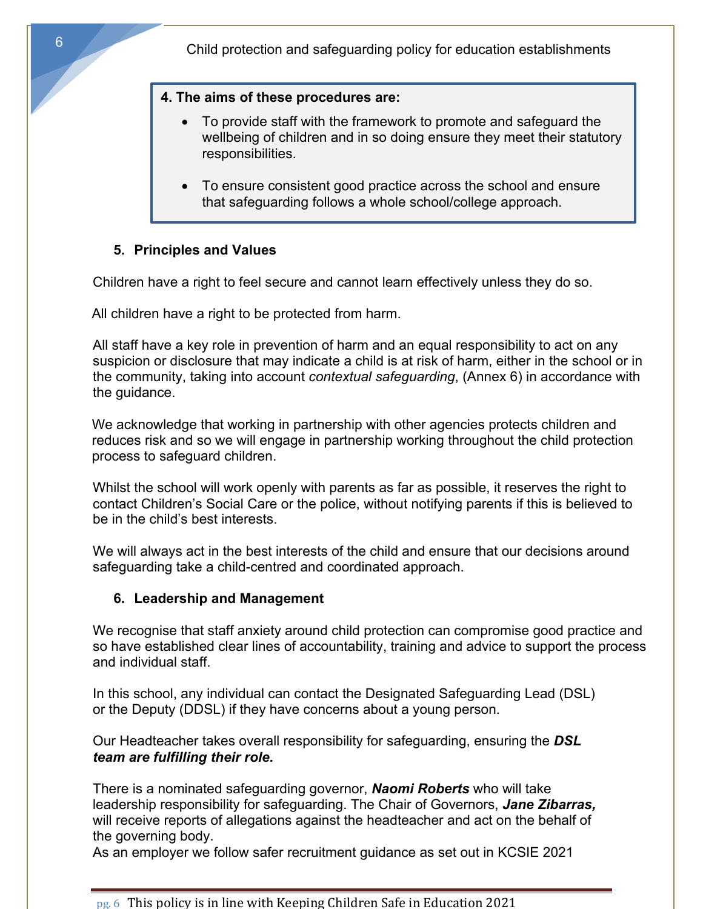**4. The aims of these procedures are:**

- To provide staff with the framework to promote and safeguard the wellbeing of children and in so doing ensure they meet their statutory responsibilities.
- To ensure consistent good practice across the school and ensure that safeguarding follows a whole school/college approach.

## 5. Principles and Values

Children have a right to feel secure and cannot learn effectively unless they do so.

All children have a right to be protected from harm.

All staff have a key role in prevention of harm and an equal responsibility to act on any suspicion or disclosure that may indicate a child is at risk of harm, either in the school or in the community, taking into account *contextual safeguarding*, (Annex 6) in accordance with the guidance.

We acknowledge that working in partnership with other agencies protects children and reduces risk and so we will engage in partnership working throughout the child protection process to safeguard children.

Whilst the school will work openly with parents as far as possible, it reserves the right to contact Children's Social Care or the police, without notifying parents if this is believed to be in the child's best interests.

We will always act in the best interests of the child and ensure that our decisions around safeguarding take a child-centred and coordinated approach.

## 6. Leadership and Management

We recognise that staff anxiety around child protection can compromise good practice and so have established clear lines of accountability, training and advice to support the process and individual staff.

In this school, any individual can contact the Designated Safeguarding Lead (DSL) or the Deputy (DDSL) if they have concerns about a young person.

Our Headteacher takes overall responsibility for safeguarding, ensuring the ***DSL team are fulfilling their role.***

There is a nominated safeguarding governor, ***Naomi Roberts*** who will take leadership responsibility for safeguarding. The Chair of Governors, ***Jane Zibarras,*** will receive reports of allegations against the headteacher and act on the behalf of the governing body.
As an employer we follow safer recruitment guidance as set out in KCSIE 2021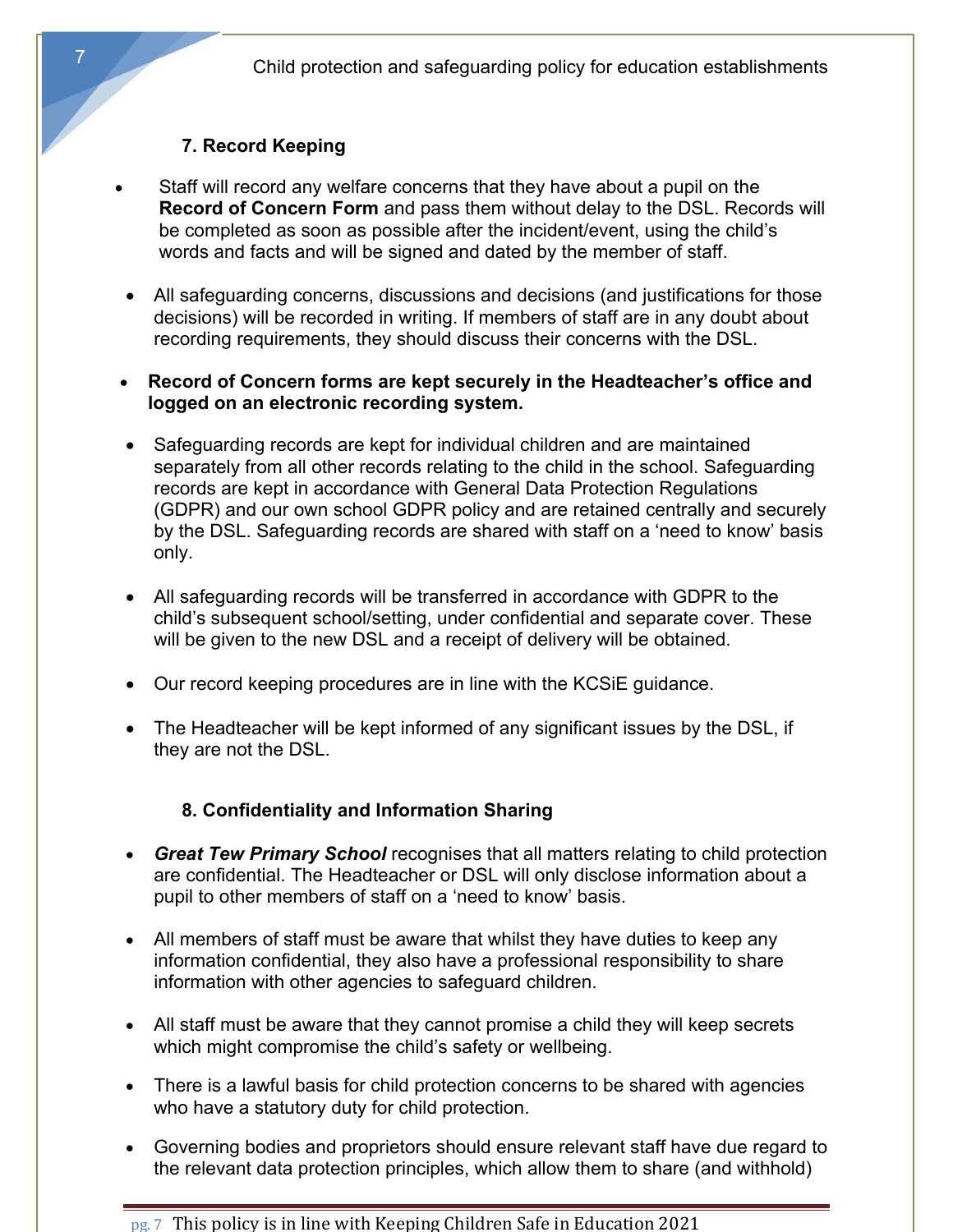## 7. Record Keeping

- Staff will record any welfare concerns that they have about a pupil on the **Record of Concern Form** and pass them without delay to the DSL. Records will be completed as soon as possible after the incident/event, using the child's words and facts and will be signed and dated by the member of staff.

- All safeguarding concerns, discussions and decisions (and justifications for those decisions) will be recorded in writing. If members of staff are in any doubt about recording requirements, they should discuss their concerns with the DSL.

- **Record of Concern forms are kept securely in the Headteacher's office and logged on an electronic recording system.**

- Safeguarding records are kept for individual children and are maintained separately from all other records relating to the child in the school. Safeguarding records are kept in accordance with General Data Protection Regulations (GDPR) and our own school GDPR policy and are retained centrally and securely by the DSL. Safeguarding records are shared with staff on a 'need to know' basis only.

- All safeguarding records will be transferred in accordance with GDPR to the child's subsequent school/setting, under confidential and separate cover. These will be given to the new DSL and a receipt of delivery will be obtained.

- Our record keeping procedures are in line with the KCSiE guidance.

- The Headteacher will be kept informed of any significant issues by the DSL, if they are not the DSL.

## 8. Confidentiality and Information Sharing

- ***Great Tew Primary School*** recognises that all matters relating to child protection are confidential. The Headteacher or DSL will only disclose information about a pupil to other members of staff on a 'need to know' basis.

- All members of staff must be aware that whilst they have duties to keep any information confidential, they also have a professional responsibility to share information with other agencies to safeguard children.

- All staff must be aware that they cannot promise a child they will keep secrets which might compromise the child's safety or wellbeing.

- There is a lawful basis for child protection concerns to be shared with agencies who have a statutory duty for child protection.

- Governing bodies and proprietors should ensure relevant staff have due regard to the relevant data protection principles, which allow them to share (and withhold)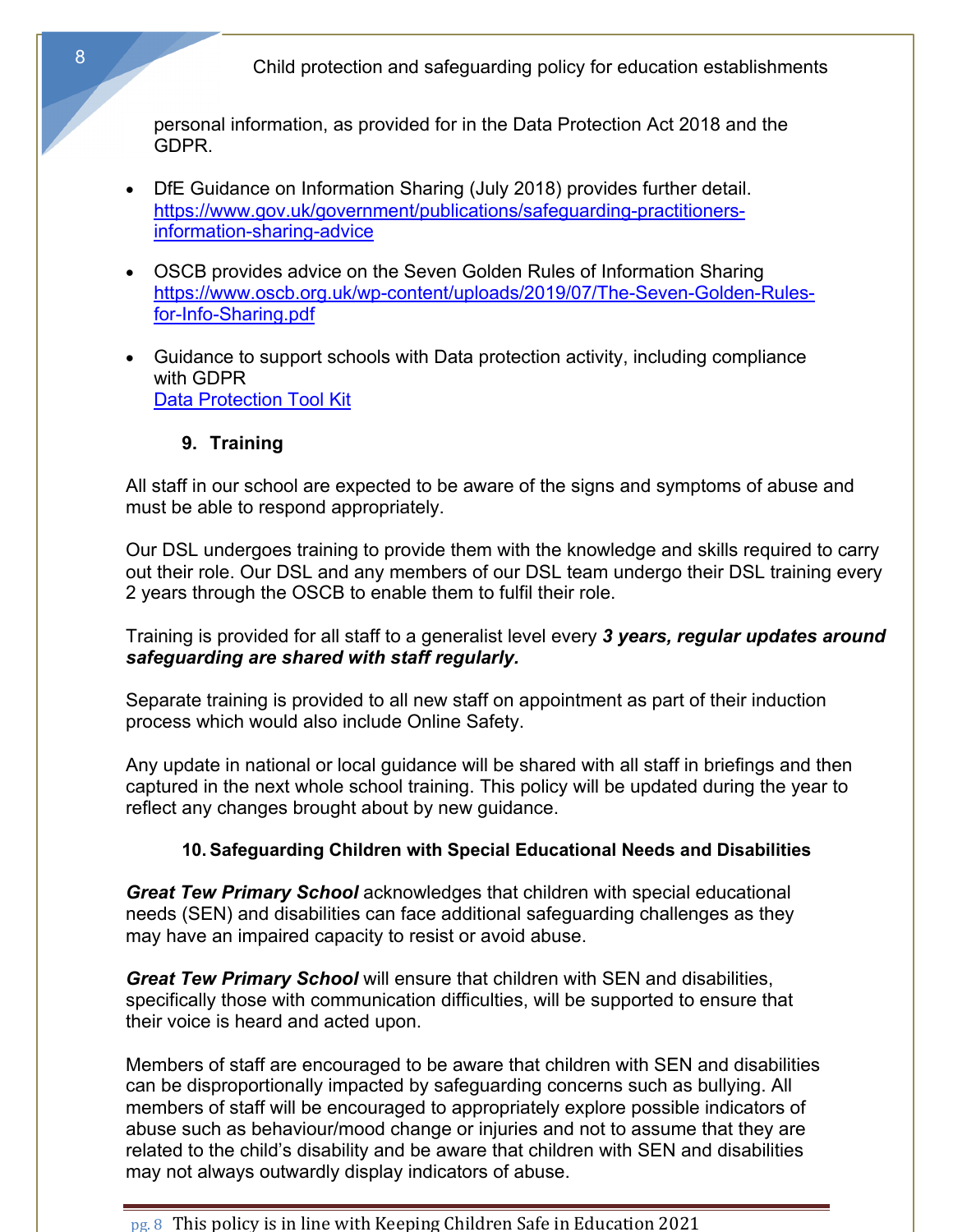personal information, as provided for in the Data Protection Act 2018 and the GDPR.

- DfE Guidance on Information Sharing (July 2018) provides further detail. [https://www.gov.uk/government/publications/safeguarding-practitioners-information-sharing-advice](https://www.gov.uk/government/publications/safeguarding-practitioners-information-sharing-advice)

- OSCB provides advice on the Seven Golden Rules of Information Sharing [https://www.oscb.org.uk/wp-content/uploads/2019/07/The-Seven-Golden-Rules-for-Info-Sharing.pdf](https://www.oscb.org.uk/wp-content/uploads/2019/07/The-Seven-Golden-Rules-for-Info-Sharing.pdf)

- Guidance to support schools with Data protection activity, including compliance with GDPR
  Data Protection Tool Kit

## 9. Training

All staff in our school are expected to be aware of the signs and symptoms of abuse and must be able to respond appropriately.

Our DSL undergoes training to provide them with the knowledge and skills required to carry out their role. Our DSL and any members of our DSL team undergo their DSL training every 2 years through the OSCB to enable them to fulfil their role.

Training is provided for all staff to a generalist level every ***3 years, regular updates around safeguarding are shared with staff regularly.***

Separate training is provided to all new staff on appointment as part of their induction process which would also include Online Safety.

Any update in national or local guidance will be shared with all staff in briefings and then captured in the next whole school training. This policy will be updated during the year to reflect any changes brought about by new guidance.

## 10. Safeguarding Children with Special Educational Needs and Disabilities

***Great Tew Primary School*** acknowledges that children with special educational needs (SEN) and disabilities can face additional safeguarding challenges as they may have an impaired capacity to resist or avoid abuse.

***Great Tew Primary School*** will ensure that children with SEN and disabilities, specifically those with communication difficulties, will be supported to ensure that their voice is heard and acted upon.

Members of staff are encouraged to be aware that children with SEN and disabilities can be disproportionally impacted by safeguarding concerns such as bullying. All members of staff will be encouraged to appropriately explore possible indicators of abuse such as behaviour/mood change or injuries and not to assume that they are related to the child's disability and be aware that children with SEN and disabilities may not always outwardly display indicators of abuse.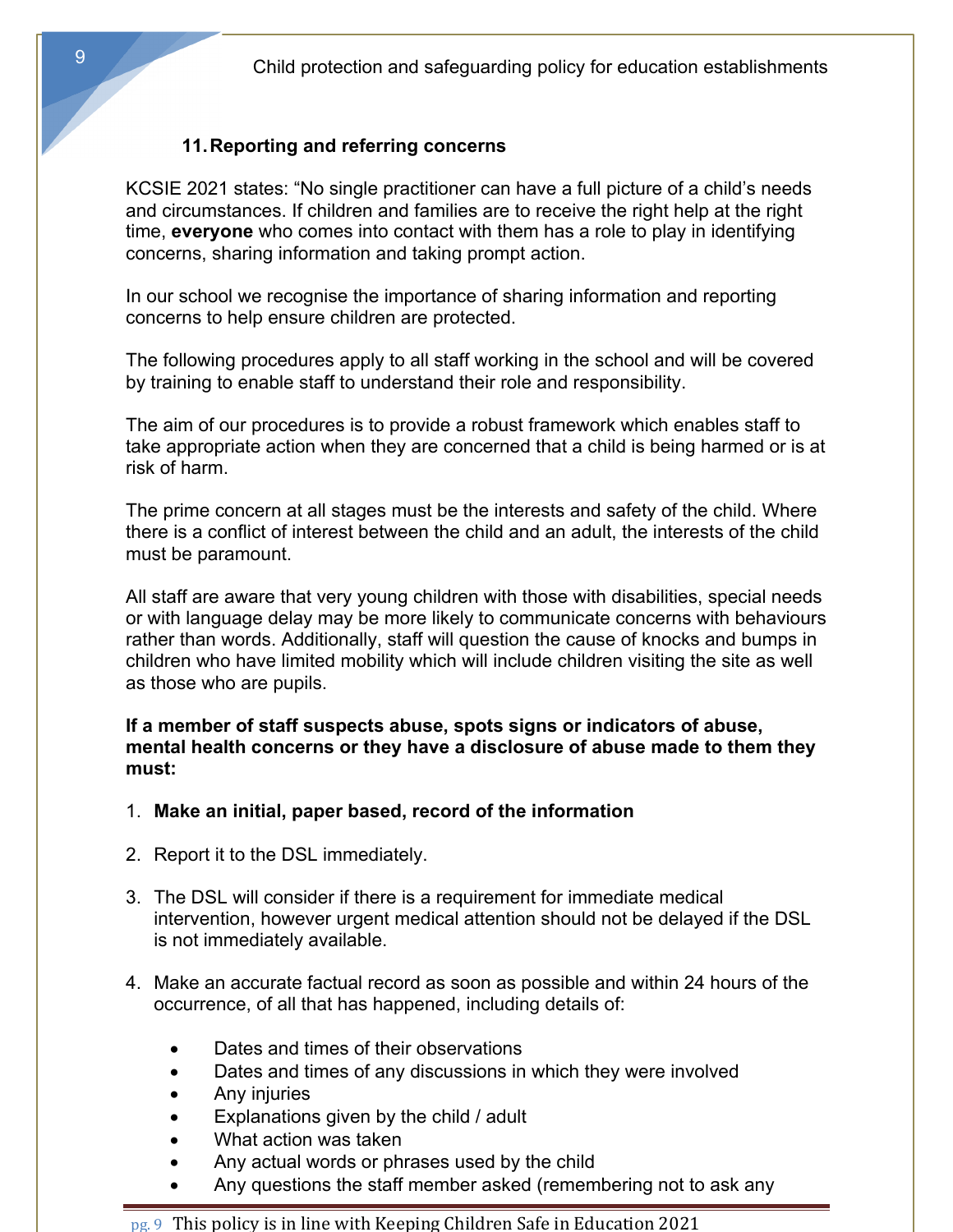## 11. Reporting and referring concerns

KCSIE 2021 states: "No single practitioner can have a full picture of a child's needs and circumstances. If children and families are to receive the right help at the right time, **everyone** who comes into contact with them has a role to play in identifying concerns, sharing information and taking prompt action.

In our school we recognise the importance of sharing information and reporting concerns to help ensure children are protected.

The following procedures apply to all staff working in the school and will be covered by training to enable staff to understand their role and responsibility.

The aim of our procedures is to provide a robust framework which enables staff to take appropriate action when they are concerned that a child is being harmed or is at risk of harm.

The prime concern at all stages must be the interests and safety of the child. Where there is a conflict of interest between the child and an adult, the interests of the child must be paramount.

All staff are aware that very young children with those with disabilities, special needs or with language delay may be more likely to communicate concerns with behaviours rather than words. Additionally, staff will question the cause of knocks and bumps in children who have limited mobility which will include children visiting the site as well as those who are pupils.

**If a member of staff suspects abuse, spots signs or indicators of abuse, mental health concerns or they have a disclosure of abuse made to them they must:**

1. **Make an initial, paper based, record of the information**

2. Report it to the DSL immediately.

3. The DSL will consider if there is a requirement for immediate medical intervention, however urgent medical attention should not be delayed if the DSL is not immediately available.

4. Make an accurate factual record as soon as possible and within 24 hours of the occurrence, of all that has happened, including details of:

   - Dates and times of their observations
   - Dates and times of any discussions in which they were involved
   - Any injuries
   - Explanations given by the child / adult
   - What action was taken
   - Any actual words or phrases used by the child
   - Any questions the staff member asked (remembering not to ask any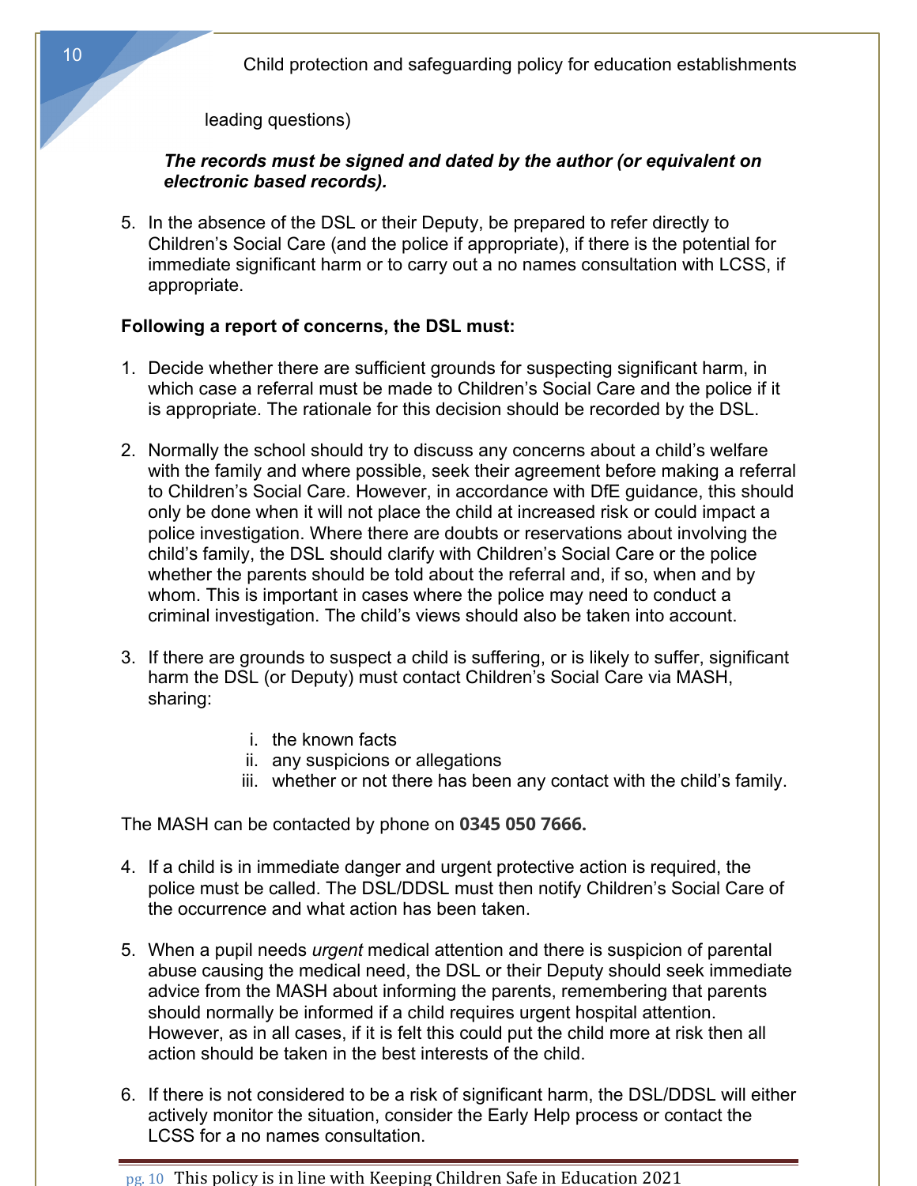leading questions)

***The records must be signed and dated by the author (or equivalent on electronic based records).***

5. In the absence of the DSL or their Deputy, be prepared to refer directly to Children's Social Care (and the police if appropriate), if there is the potential for immediate significant harm or to carry out a no names consultation with LCSS, if appropriate.

**Following a report of concerns, the DSL must:**

1. Decide whether there are sufficient grounds for suspecting significant harm, in which case a referral must be made to Children's Social Care and the police if it is appropriate. The rationale for this decision should be recorded by the DSL.

2. Normally the school should try to discuss any concerns about a child's welfare with the family and where possible, seek their agreement before making a referral to Children's Social Care. However, in accordance with DfE guidance, this should only be done when it will not place the child at increased risk or could impact a police investigation. Where there are doubts or reservations about involving the child's family, the DSL should clarify with Children's Social Care or the police whether the parents should be told about the referral and, if so, when and by whom. This is important in cases where the police may need to conduct a criminal investigation. The child's views should also be taken into account.

3. If there are grounds to suspect a child is suffering, or is likely to suffer, significant harm the DSL (or Deputy) must contact Children's Social Care via MASH, sharing:

    i. the known facts
    ii. any suspicions or allegations
    iii. whether or not there has been any contact with the child's family.

The MASH can be contacted by phone on **0345 050 7666.**

4. If a child is in immediate danger and urgent protective action is required, the police must be called. The DSL/DDSL must then notify Children's Social Care of the occurrence and what action has been taken.

5. When a pupil needs *urgent* medical attention and there is suspicion of parental abuse causing the medical need, the DSL or their Deputy should seek immediate advice from the MASH about informing the parents, remembering that parents should normally be informed if a child requires urgent hospital attention. However, as in all cases, if it is felt this could put the child more at risk then all action should be taken in the best interests of the child.

6. If there is not considered to be a risk of significant harm, the DSL/DDSL will either actively monitor the situation, consider the Early Help process or contact the LCSS for a no names consultation.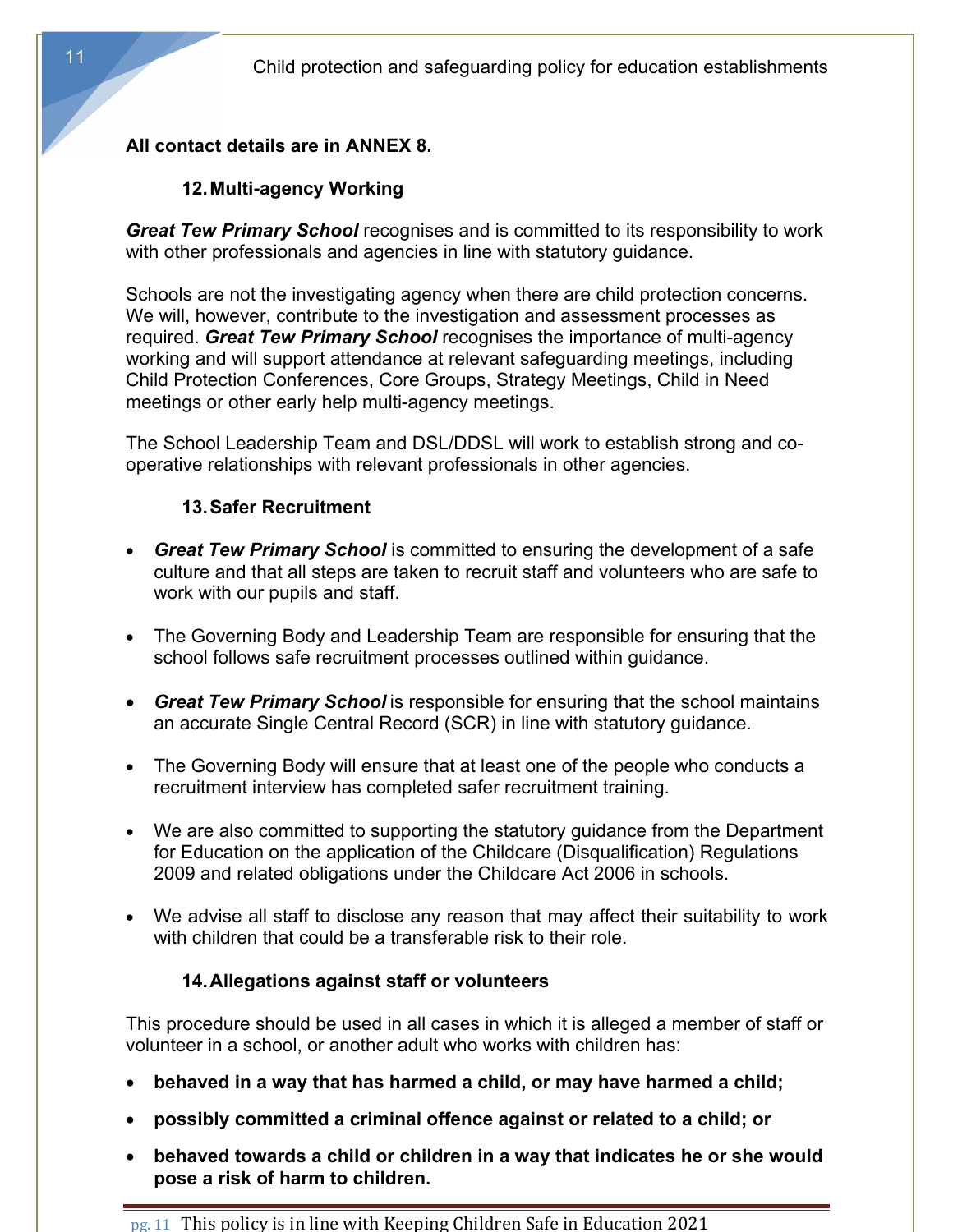**All contact details are in ANNEX 8.**

## 12. Multi-agency Working

***Great Tew Primary School*** recognises and is committed to its responsibility to work with other professionals and agencies in line with statutory guidance.

Schools are not the investigating agency when there are child protection concerns. We will, however, contribute to the investigation and assessment processes as required. ***Great Tew Primary School*** recognises the importance of multi-agency working and will support attendance at relevant safeguarding meetings, including Child Protection Conferences, Core Groups, Strategy Meetings, Child in Need meetings or other early help multi-agency meetings.

The School Leadership Team and DSL/DDSL will work to establish strong and co-operative relationships with relevant professionals in other agencies.

## 13. Safer Recruitment

- ***Great Tew Primary School*** is committed to ensuring the development of a safe culture and that all steps are taken to recruit staff and volunteers who are safe to work with our pupils and staff.
- The Governing Body and Leadership Team are responsible for ensuring that the school follows safe recruitment processes outlined within guidance.
- ***Great Tew Primary School*** is responsible for ensuring that the school maintains an accurate Single Central Record (SCR) in line with statutory guidance.
- The Governing Body will ensure that at least one of the people who conducts a recruitment interview has completed safer recruitment training.
- We are also committed to supporting the statutory guidance from the Department for Education on the application of the Childcare (Disqualification) Regulations 2009 and related obligations under the Childcare Act 2006 in schools.
- We advise all staff to disclose any reason that may affect their suitability to work with children that could be a transferable risk to their role.

## 14. Allegations against staff or volunteers

This procedure should be used in all cases in which it is alleged a member of staff or volunteer in a school, or another adult who works with children has:

- **behaved in a way that has harmed a child, or may have harmed a child;**
- **possibly committed a criminal offence against or related to a child; or**
- **behaved towards a child or children in a way that indicates he or she would pose a risk of harm to children.**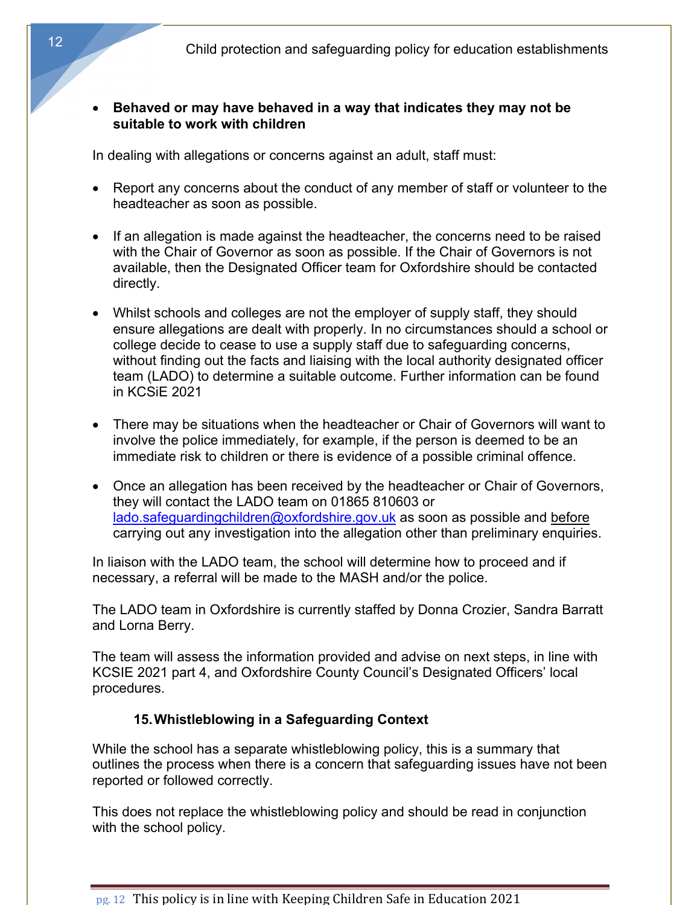- **Behaved or may have behaved in a way that indicates they may not be suitable to work with children**

In dealing with allegations or concerns against an adult, staff must:

- Report any concerns about the conduct of any member of staff or volunteer to the headteacher as soon as possible.

- If an allegation is made against the headteacher, the concerns need to be raised with the Chair of Governor as soon as possible. If the Chair of Governors is not available, then the Designated Officer team for Oxfordshire should be contacted directly.

- Whilst schools and colleges are not the employer of supply staff, they should ensure allegations are dealt with properly. In no circumstances should a school or college decide to cease to use a supply staff due to safeguarding concerns, without finding out the facts and liaising with the local authority designated officer team (LADO) to determine a suitable outcome. Further information can be found in KCSiE 2021

- There may be situations when the headteacher or Chair of Governors will want to involve the police immediately, for example, if the person is deemed to be an immediate risk to children or there is evidence of a possible criminal offence.

- Once an allegation has been received by the headteacher or Chair of Governors, they will contact the LADO team on 01865 810603 or [lado.safeguardingchildren@oxfordshire.gov.uk](mailto:lado.safeguardingchildren@oxfordshire.gov.uk) as soon as possible and <u>before</u> carrying out any investigation into the allegation other than preliminary enquiries.

In liaison with the LADO team, the school will determine how to proceed and if necessary, a referral will be made to the MASH and/or the police.

The LADO team in Oxfordshire is currently staffed by Donna Crozier, Sandra Barratt and Lorna Berry.

The team will assess the information provided and advise on next steps, in line with KCSIE 2021 part 4, and Oxfordshire County Council's Designated Officers' local procedures.

## 15. Whistleblowing in a Safeguarding Context

While the school has a separate whistleblowing policy, this is a summary that outlines the process when there is a concern that safeguarding issues have not been reported or followed correctly.

This does not replace the whistleblowing policy and should be read in conjunction with the school policy.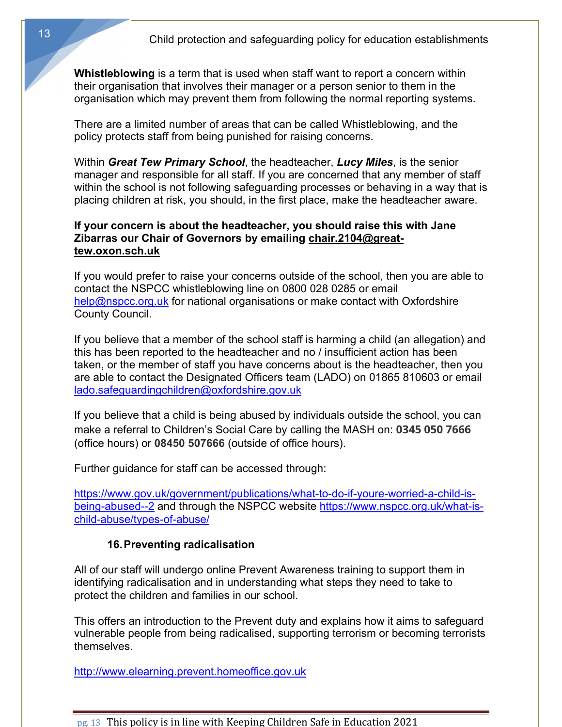**Whistleblowing** is a term that is used when staff want to report a concern within their organisation that involves their manager or a person senior to them in the organisation which may prevent them from following the normal reporting systems.

There are a limited number of areas that can be called Whistleblowing, and the policy protects staff from being punished for raising concerns.

Within ***Great Tew Primary School***, the headteacher, ***Lucy Miles***, is the senior manager and responsible for all staff. If you are concerned that any member of staff within the school is not following safeguarding processes or behaving in a way that is placing children at risk, you should, in the first place, make the headteacher aware.

**If your concern is about the headteacher, you should raise this with Jane Zibarras our Chair of Governors by emailing chair.2104@great-tew.oxon.sch.uk**

If you would prefer to raise your concerns outside of the school, then you are able to contact the NSPCC whistleblowing line on 0800 028 0285 or email help@nspcc.org.uk for national organisations or make contact with Oxfordshire County Council.

If you believe that a member of the school staff is harming a child (an allegation) and this has been reported to the headteacher and no / insufficient action has been taken, or the member of staff you have concerns about is the headteacher, then you are able to contact the Designated Officers team (LADO) on 01865 810603 or email lado.safeguardingchildren@oxfordshire.gov.uk

If you believe that a child is being abused by individuals outside the school, you can make a referral to Children's Social Care by calling the MASH on: **0345 050 7666** (office hours) or **08450 507666** (outside of office hours).

Further guidance for staff can be accessed through:

https://www.gov.uk/government/publications/what-to-do-if-youre-worried-a-child-is-being-abused--2 and through the NSPCC website https://www.nspcc.org.uk/what-is-child-abuse/types-of-abuse/

## 16. Preventing radicalisation

All of our staff will undergo online Prevent Awareness training to support them in identifying radicalisation and in understanding what steps they need to take to protect the children and families in our school.

This offers an introduction to the Prevent duty and explains how it aims to safeguard vulnerable people from being radicalised, supporting terrorism or becoming terrorists themselves.

http://www.elearning.prevent.homeoffice.gov.uk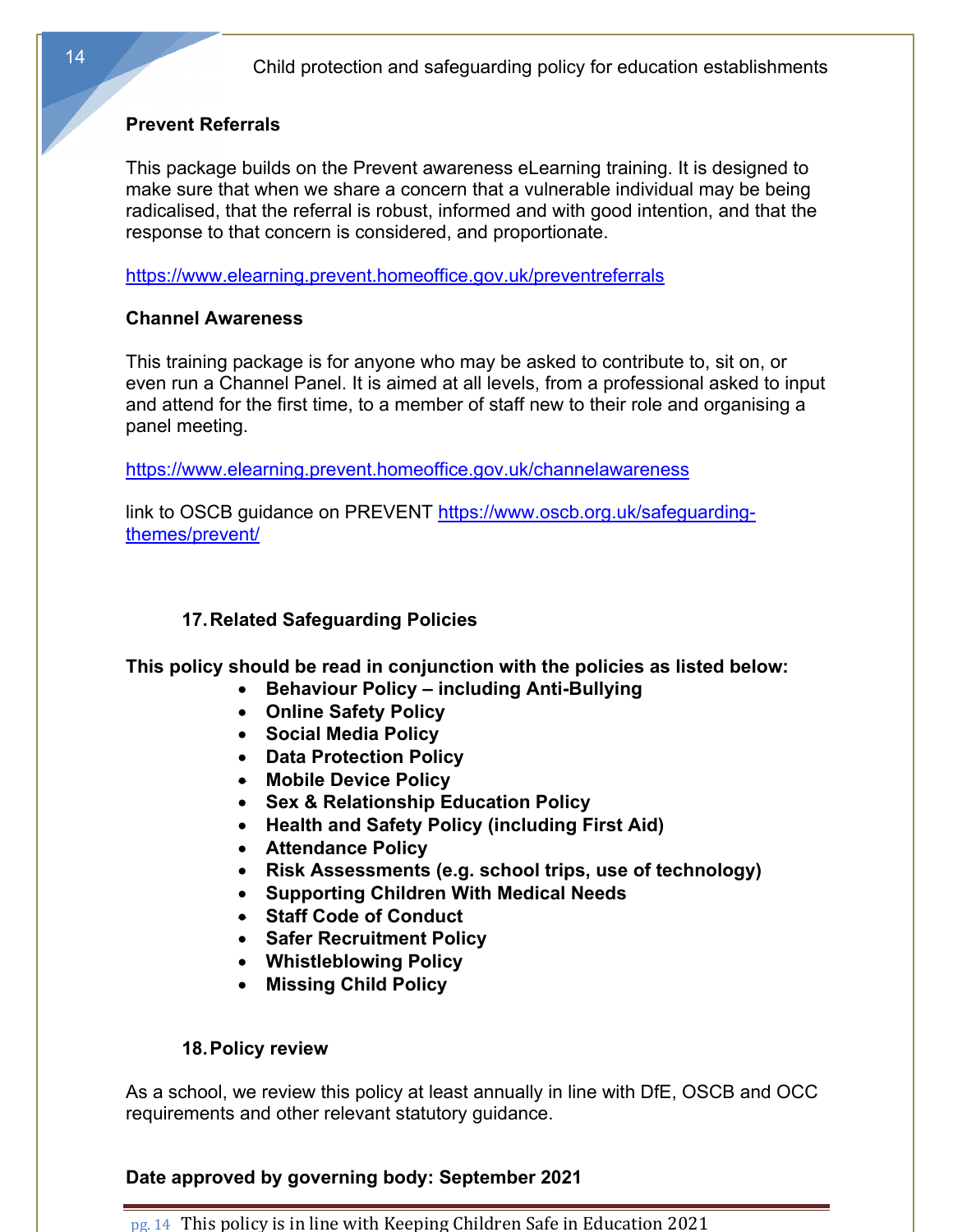**Prevent Referrals**

This package builds on the Prevent awareness eLearning training. It is designed to make sure that when we share a concern that a vulnerable individual may be being radicalised, that the referral is robust, informed and with good intention, and that the response to that concern is considered, and proportionate.

https://www.elearning.prevent.homeoffice.gov.uk/preventreferrals

**Channel Awareness**

This training package is for anyone who may be asked to contribute to, sit on, or even run a Channel Panel. It is aimed at all levels, from a professional asked to input and attend for the first time, to a member of staff new to their role and organising a panel meeting.

https://www.elearning.prevent.homeoffice.gov.uk/channelawareness

link to OSCB guidance on PREVENT https://www.oscb.org.uk/safeguarding-themes/prevent/

## 17. Related Safeguarding Policies

**This policy should be read in conjunction with the policies as listed below:**

- **Behaviour Policy – including Anti-Bullying**
- **Online Safety Policy**
- **Social Media Policy**
- **Data Protection Policy**
- **Mobile Device Policy**
- **Sex & Relationship Education Policy**
- **Health and Safety Policy (including First Aid)**
- **Attendance Policy**
- **Risk Assessments (e.g. school trips, use of technology)**
- **Supporting Children With Medical Needs**
- **Staff Code of Conduct**
- **Safer Recruitment Policy**
- **Whistleblowing Policy**
- **Missing Child Policy**

## 18. Policy review

As a school, we review this policy at least annually in line with DfE, OSCB and OCC requirements and other relevant statutory guidance.

**Date approved by governing body: September 2021**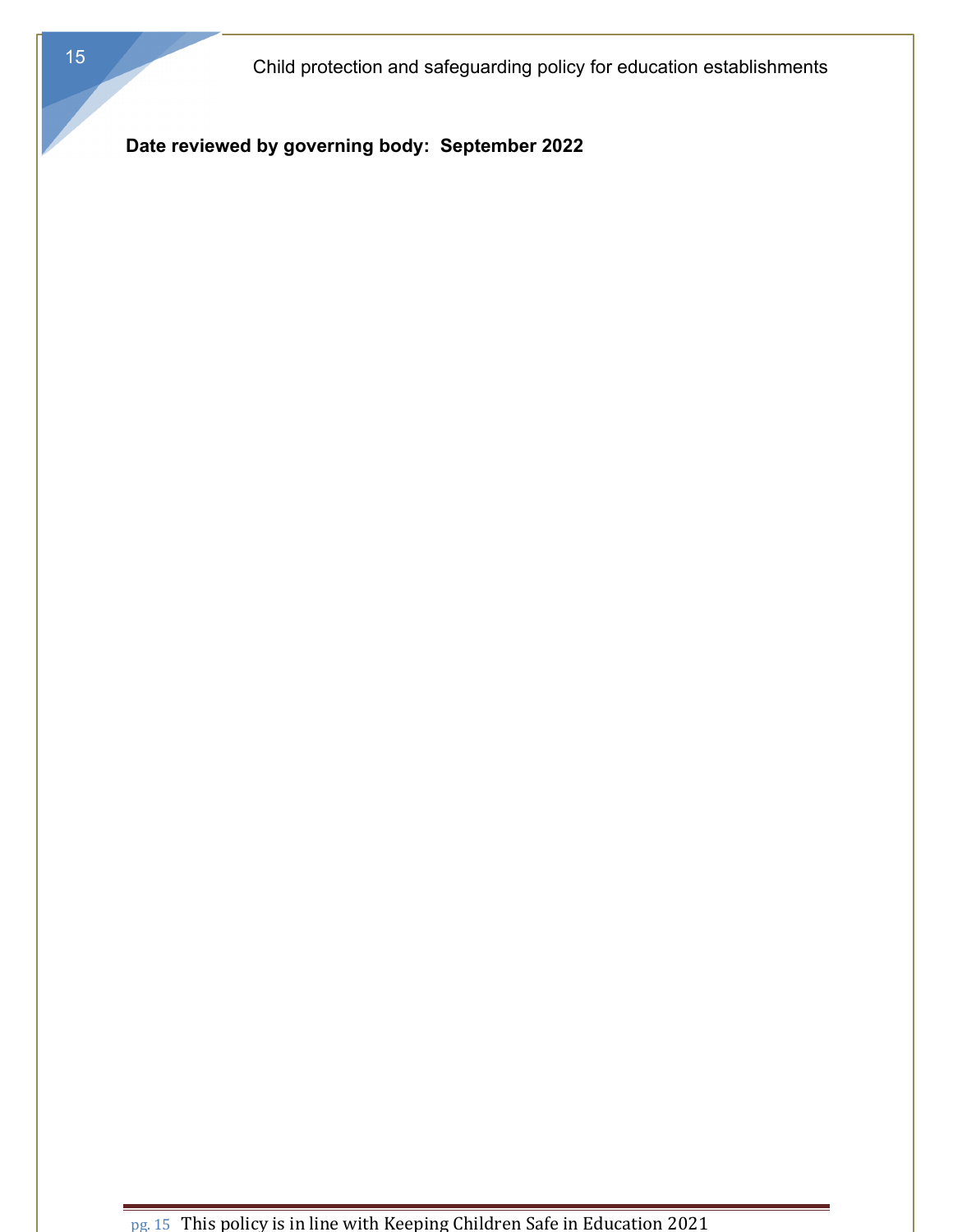**Date reviewed by governing body: September 2022**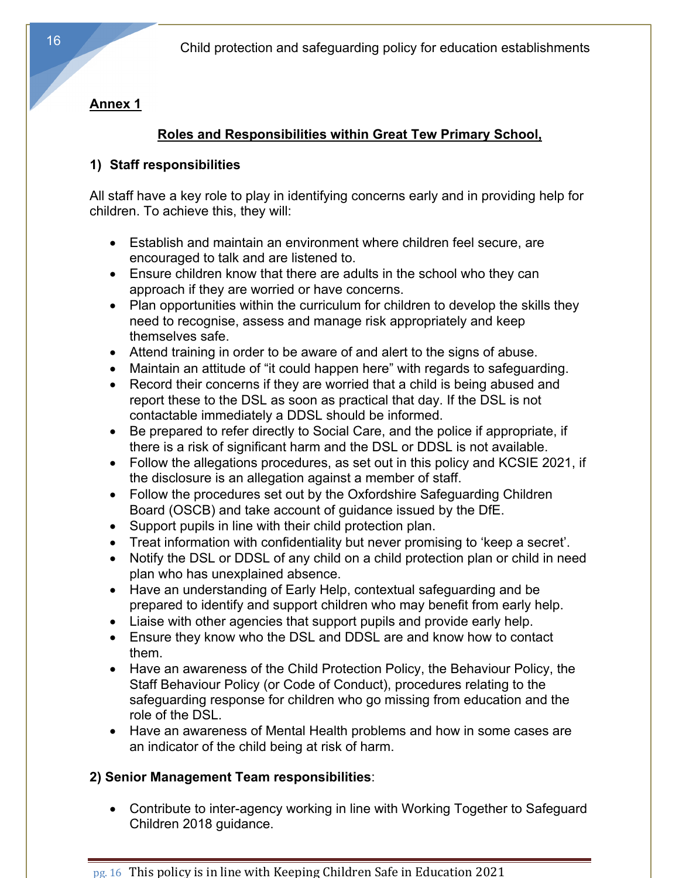**Annex 1**

**Roles and Responsibilities within Great Tew Primary School,**

**1) Staff responsibilities**

All staff have a key role to play in identifying concerns early and in providing help for children. To achieve this, they will:

- Establish and maintain an environment where children feel secure, are encouraged to talk and are listened to.
- Ensure children know that there are adults in the school who they can approach if they are worried or have concerns.
- Plan opportunities within the curriculum for children to develop the skills they need to recognise, assess and manage risk appropriately and keep themselves safe.
- Attend training in order to be aware of and alert to the signs of abuse.
- Maintain an attitude of "it could happen here" with regards to safeguarding.
- Record their concerns if they are worried that a child is being abused and report these to the DSL as soon as practical that day. If the DSL is not contactable immediately a DDSL should be informed.
- Be prepared to refer directly to Social Care, and the police if appropriate, if there is a risk of significant harm and the DSL or DDSL is not available.
- Follow the allegations procedures, as set out in this policy and KCSIE 2021, if the disclosure is an allegation against a member of staff.
- Follow the procedures set out by the Oxfordshire Safeguarding Children Board (OSCB) and take account of guidance issued by the DfE.
- Support pupils in line with their child protection plan.
- Treat information with confidentiality but never promising to 'keep a secret'.
- Notify the DSL or DDSL of any child on a child protection plan or child in need plan who has unexplained absence.
- Have an understanding of Early Help, contextual safeguarding and be prepared to identify and support children who may benefit from early help.
- Liaise with other agencies that support pupils and provide early help.
- Ensure they know who the DSL and DDSL are and know how to contact them.
- Have an awareness of the Child Protection Policy, the Behaviour Policy, the Staff Behaviour Policy (or Code of Conduct), procedures relating to the safeguarding response for children who go missing from education and the role of the DSL.
- Have an awareness of Mental Health problems and how in some cases are an indicator of the child being at risk of harm.

**2) Senior Management Team responsibilities**:

- Contribute to inter-agency working in line with Working Together to Safeguard Children 2018 guidance.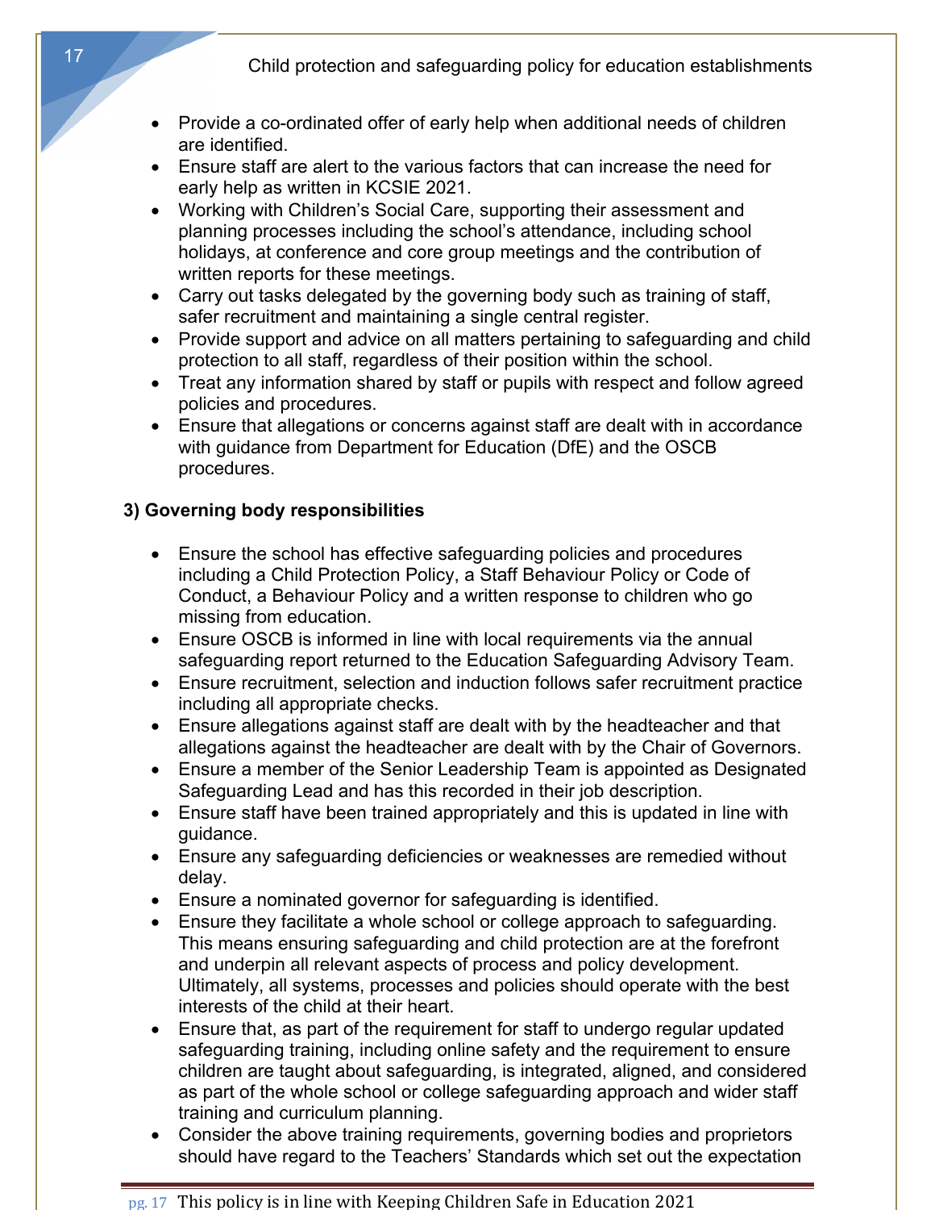- Provide a co-ordinated offer of early help when additional needs of children are identified.
- Ensure staff are alert to the various factors that can increase the need for early help as written in KCSIE 2021.
- Working with Children's Social Care, supporting their assessment and planning processes including the school's attendance, including school holidays, at conference and core group meetings and the contribution of written reports for these meetings.
- Carry out tasks delegated by the governing body such as training of staff, safer recruitment and maintaining a single central register.
- Provide support and advice on all matters pertaining to safeguarding and child protection to all staff, regardless of their position within the school.
- Treat any information shared by staff or pupils with respect and follow agreed policies and procedures.
- Ensure that allegations or concerns against staff are dealt with in accordance with guidance from Department for Education (DfE) and the OSCB procedures.

**3) Governing body responsibilities**

- Ensure the school has effective safeguarding policies and procedures including a Child Protection Policy, a Staff Behaviour Policy or Code of Conduct, a Behaviour Policy and a written response to children who go missing from education.
- Ensure OSCB is informed in line with local requirements via the annual safeguarding report returned to the Education Safeguarding Advisory Team.
- Ensure recruitment, selection and induction follows safer recruitment practice including all appropriate checks.
- Ensure allegations against staff are dealt with by the headteacher and that allegations against the headteacher are dealt with by the Chair of Governors.
- Ensure a member of the Senior Leadership Team is appointed as Designated Safeguarding Lead and has this recorded in their job description.
- Ensure staff have been trained appropriately and this is updated in line with guidance.
- Ensure any safeguarding deficiencies or weaknesses are remedied without delay.
- Ensure a nominated governor for safeguarding is identified.
- Ensure they facilitate a whole school or college approach to safeguarding. This means ensuring safeguarding and child protection are at the forefront and underpin all relevant aspects of process and policy development. Ultimately, all systems, processes and policies should operate with the best interests of the child at their heart.
- Ensure that, as part of the requirement for staff to undergo regular updated safeguarding training, including online safety and the requirement to ensure children are taught about safeguarding, is integrated, aligned, and considered as part of the whole school or college safeguarding approach and wider staff training and curriculum planning.
- Consider the above training requirements, governing bodies and proprietors should have regard to the Teachers' Standards which set out the expectation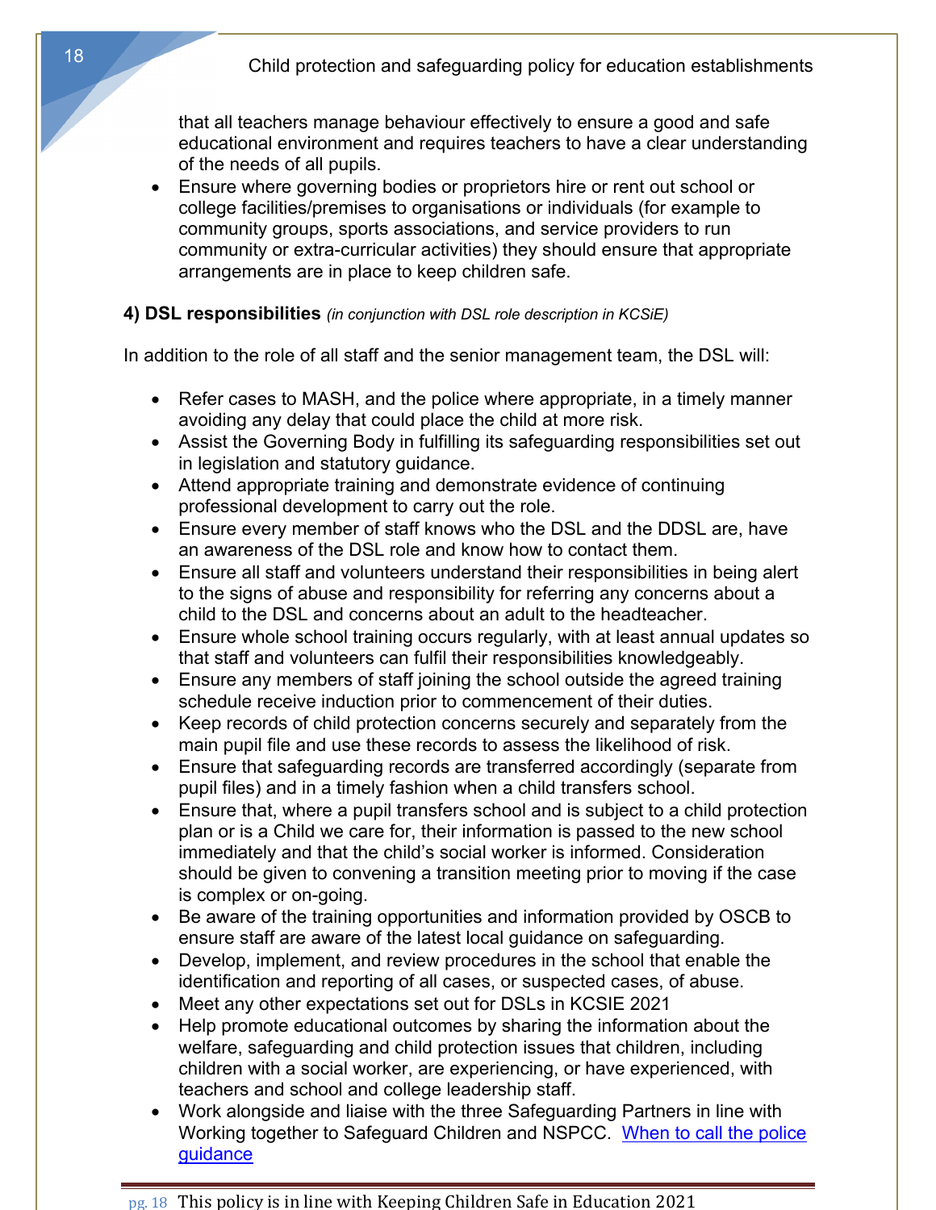that all teachers manage behaviour effectively to ensure a good and safe educational environment and requires teachers to have a clear understanding of the needs of all pupils.

- Ensure where governing bodies or proprietors hire or rent out school or college facilities/premises to organisations or individuals (for example to community groups, sports associations, and service providers to run community or extra-curricular activities) they should ensure that appropriate arrangements are in place to keep children safe.

**4) DSL responsibilities** *(in conjunction with DSL role description in KCSiE)*

In addition to the role of all staff and the senior management team, the DSL will:

- Refer cases to MASH, and the police where appropriate, in a timely manner avoiding any delay that could place the child at more risk.
- Assist the Governing Body in fulfilling its safeguarding responsibilities set out in legislation and statutory guidance.
- Attend appropriate training and demonstrate evidence of continuing professional development to carry out the role.
- Ensure every member of staff knows who the DSL and the DDSL are, have an awareness of the DSL role and know how to contact them.
- Ensure all staff and volunteers understand their responsibilities in being alert to the signs of abuse and responsibility for referring any concerns about a child to the DSL and concerns about an adult to the headteacher.
- Ensure whole school training occurs regularly, with at least annual updates so that staff and volunteers can fulfil their responsibilities knowledgeably.
- Ensure any members of staff joining the school outside the agreed training schedule receive induction prior to commencement of their duties.
- Keep records of child protection concerns securely and separately from the main pupil file and use these records to assess the likelihood of risk.
- Ensure that safeguarding records are transferred accordingly (separate from pupil files) and in a timely fashion when a child transfers school.
- Ensure that, where a pupil transfers school and is subject to a child protection plan or is a Child we care for, their information is passed to the new school immediately and that the child's social worker is informed. Consideration should be given to convening a transition meeting prior to moving if the case is complex or on-going.
- Be aware of the training opportunities and information provided by OSCB to ensure staff are aware of the latest local guidance on safeguarding.
- Develop, implement, and review procedures in the school that enable the identification and reporting of all cases, or suspected cases, of abuse.
- Meet any other expectations set out for DSLs in KCSIE 2021
- Help promote educational outcomes by sharing the information about the welfare, safeguarding and child protection issues that children, including children with a social worker, are experiencing, or have experienced, with teachers and school and college leadership staff.
- Work alongside and liaise with the three Safeguarding Partners in line with Working together to Safeguard Children and NSPCC. [When to call the police guidance]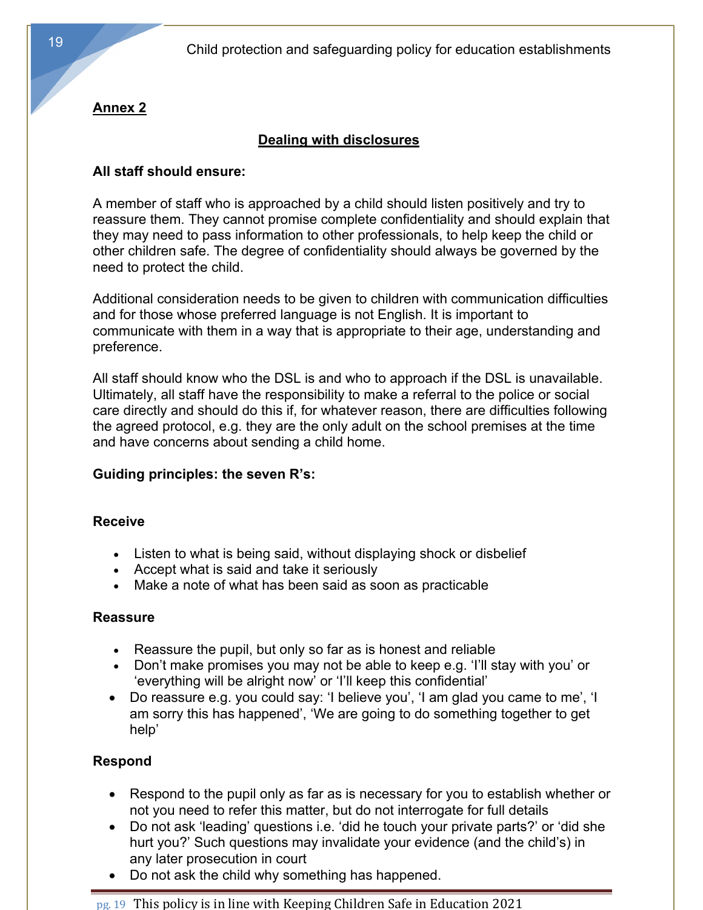## Annex 2

### Dealing with disclosures

**All staff should ensure:**

A member of staff who is approached by a child should listen positively and try to reassure them. They cannot promise complete confidentiality and should explain that they may need to pass information to other professionals, to help keep the child or other children safe. The degree of confidentiality should always be governed by the need to protect the child.

Additional consideration needs to be given to children with communication difficulties and for those whose preferred language is not English. It is important to communicate with them in a way that is appropriate to their age, understanding and preference.

All staff should know who the DSL is and who to approach if the DSL is unavailable. Ultimately, all staff have the responsibility to make a referral to the police or social care directly and should do this if, for whatever reason, there are difficulties following the agreed protocol, e.g. they are the only adult on the school premises at the time and have concerns about sending a child home.

**Guiding principles: the seven R's:**

**Receive**

- Listen to what is being said, without displaying shock or disbelief
- Accept what is said and take it seriously
- Make a note of what has been said as soon as practicable

**Reassure**

- Reassure the pupil, but only so far as is honest and reliable
- Don't make promises you may not be able to keep e.g. 'I'll stay with you' or 'everything will be alright now' or 'I'll keep this confidential'
- Do reassure e.g. you could say: 'I believe you', 'I am glad you came to me', 'I am sorry this has happened', 'We are going to do something together to get help'

**Respond**

- Respond to the pupil only as far as is necessary for you to establish whether or not you need to refer this matter, but do not interrogate for full details
- Do not ask 'leading' questions i.e. 'did he touch your private parts?' or 'did she hurt you?' Such questions may invalidate your evidence (and the child's) in any later prosecution in court
- Do not ask the child why something has happened.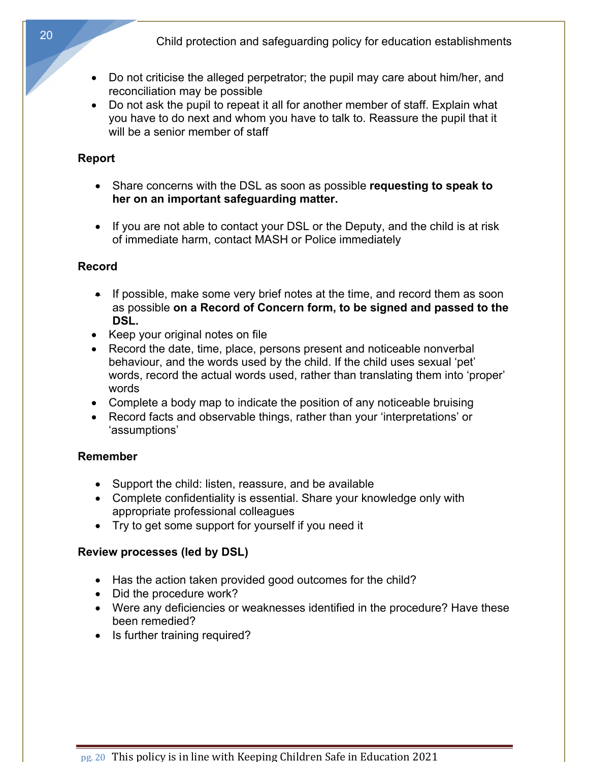- Do not criticise the alleged perpetrator; the pupil may care about him/her, and reconciliation may be possible
- Do not ask the pupil to repeat it all for another member of staff. Explain what you have to do next and whom you have to talk to. Reassure the pupil that it will be a senior member of staff

**Report**

- Share concerns with the DSL as soon as possible **requesting to speak to her on an important safeguarding matter.**

- If you are not able to contact your DSL or the Deputy, and the child is at risk of immediate harm, contact MASH or Police immediately

**Record**

- If possible, make some very brief notes at the time, and record them as soon as possible **on a Record of Concern form, to be signed and passed to the DSL.**
- Keep your original notes on file
- Record the date, time, place, persons present and noticeable nonverbal behaviour, and the words used by the child. If the child uses sexual 'pet' words, record the actual words used, rather than translating them into 'proper' words
- Complete a body map to indicate the position of any noticeable bruising
- Record facts and observable things, rather than your 'interpretations' or 'assumptions'

**Remember**

- Support the child: listen, reassure, and be available
- Complete confidentiality is essential. Share your knowledge only with appropriate professional colleagues
- Try to get some support for yourself if you need it

**Review processes (led by DSL)**

- Has the action taken provided good outcomes for the child?
- Did the procedure work?
- Were any deficiencies or weaknesses identified in the procedure? Have these been remedied?
- Is further training required?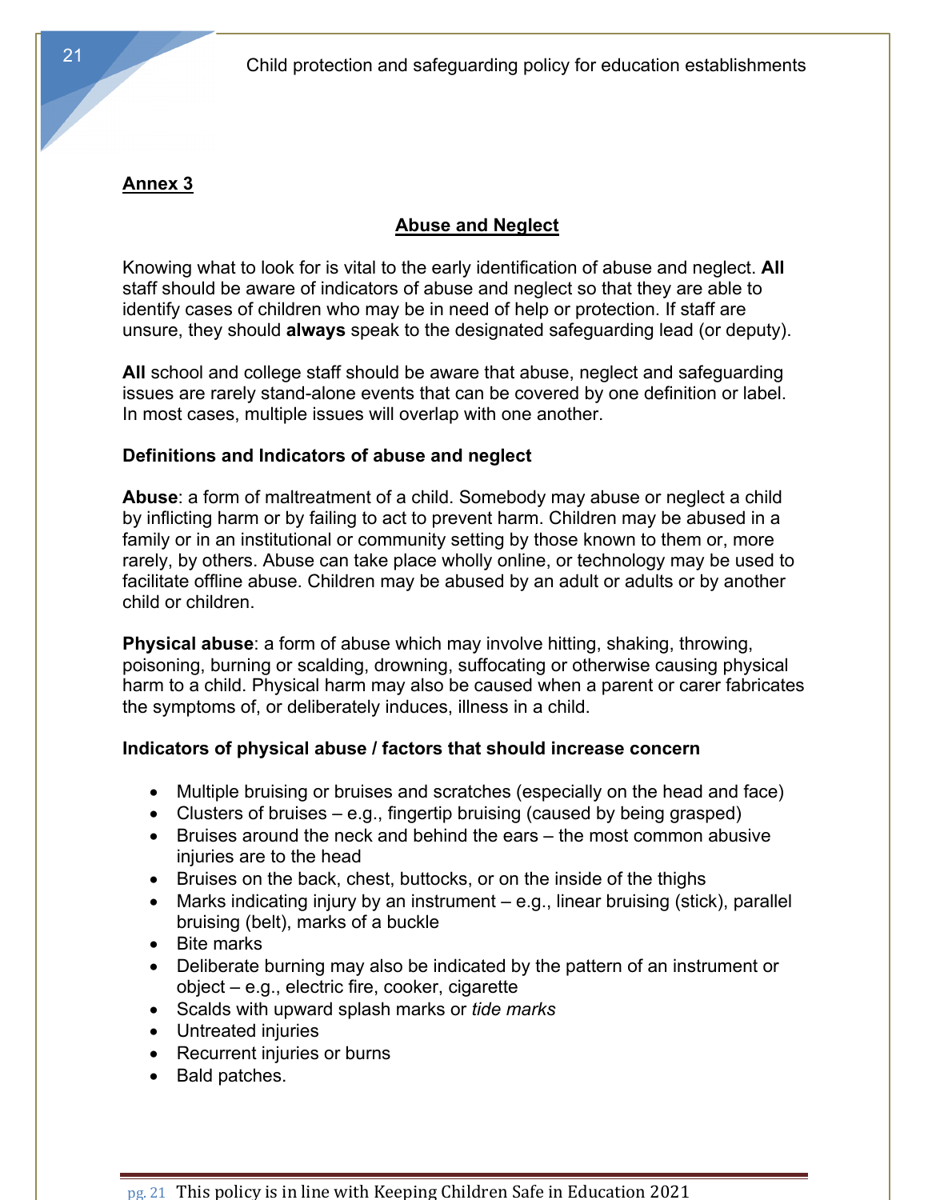**Annex 3**

**Abuse and Neglect**

Knowing what to look for is vital to the early identification of abuse and neglect. **All** staff should be aware of indicators of abuse and neglect so that they are able to identify cases of children who may be in need of help or protection. If staff are unsure, they should **always** speak to the designated safeguarding lead (or deputy).

**All** school and college staff should be aware that abuse, neglect and safeguarding issues are rarely stand-alone events that can be covered by one definition or label. In most cases, multiple issues will overlap with one another.

**Definitions and Indicators of abuse and neglect**

**Abuse**: a form of maltreatment of a child. Somebody may abuse or neglect a child by inflicting harm or by failing to act to prevent harm. Children may be abused in a family or in an institutional or community setting by those known to them or, more rarely, by others. Abuse can take place wholly online, or technology may be used to facilitate offline abuse. Children may be abused by an adult or adults or by another child or children.

**Physical abuse**: a form of abuse which may involve hitting, shaking, throwing, poisoning, burning or scalding, drowning, suffocating or otherwise causing physical harm to a child. Physical harm may also be caused when a parent or carer fabricates the symptoms of, or deliberately induces, illness in a child.

**Indicators of physical abuse / factors that should increase concern**

- Multiple bruising or bruises and scratches (especially on the head and face)
- Clusters of bruises – e.g., fingertip bruising (caused by being grasped)
- Bruises around the neck and behind the ears – the most common abusive injuries are to the head
- Bruises on the back, chest, buttocks, or on the inside of the thighs
- Marks indicating injury by an instrument – e.g., linear bruising (stick), parallel bruising (belt), marks of a buckle
- Bite marks
- Deliberate burning may also be indicated by the pattern of an instrument or object – e.g., electric fire, cooker, cigarette
- Scalds with upward splash marks or *tide marks*
- Untreated injuries
- Recurrent injuries or burns
- Bald patches.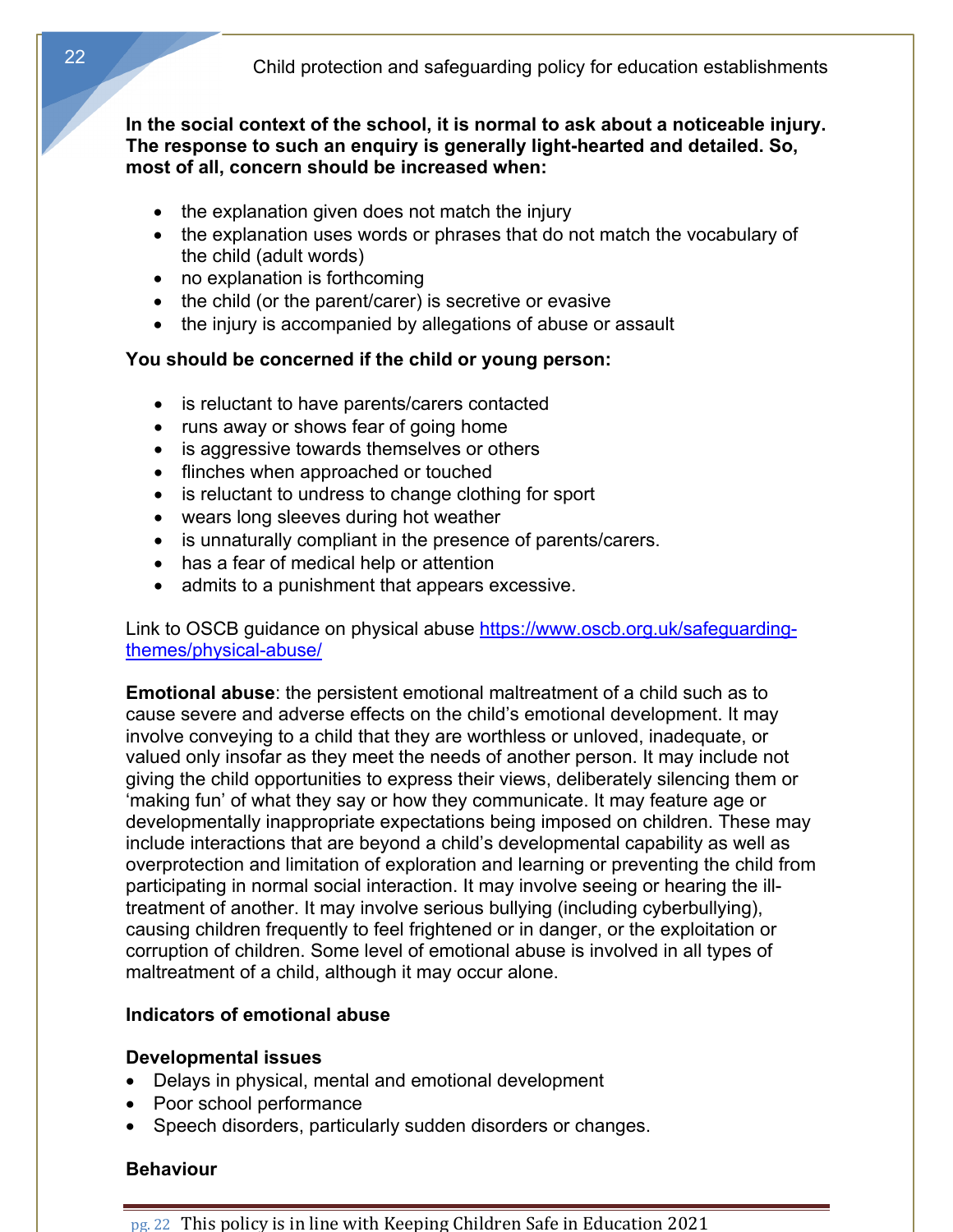**In the social context of the school, it is normal to ask about a noticeable injury. The response to such an enquiry is generally light-hearted and detailed. So, most of all, concern should be increased when:**

- the explanation given does not match the injury
- the explanation uses words or phrases that do not match the vocabulary of the child (adult words)
- no explanation is forthcoming
- the child (or the parent/carer) is secretive or evasive
- the injury is accompanied by allegations of abuse or assault

**You should be concerned if the child or young person:**

- is reluctant to have parents/carers contacted
- runs away or shows fear of going home
- is aggressive towards themselves or others
- flinches when approached or touched
- is reluctant to undress to change clothing for sport
- wears long sleeves during hot weather
- is unnaturally compliant in the presence of parents/carers.
- has a fear of medical help or attention
- admits to a punishment that appears excessive.

Link to OSCB guidance on physical abuse [https://www.oscb.org.uk/safeguarding-themes/physical-abuse/](https://www.oscb.org.uk/safeguarding-themes/physical-abuse/)

**Emotional abuse**: the persistent emotional maltreatment of a child such as to cause severe and adverse effects on the child's emotional development. It may involve conveying to a child that they are worthless or unloved, inadequate, or valued only insofar as they meet the needs of another person. It may include not giving the child opportunities to express their views, deliberately silencing them or 'making fun' of what they say or how they communicate. It may feature age or developmentally inappropriate expectations being imposed on children. These may include interactions that are beyond a child's developmental capability as well as overprotection and limitation of exploration and learning or preventing the child from participating in normal social interaction. It may involve seeing or hearing the ill-treatment of another. It may involve serious bullying (including cyberbullying), causing children frequently to feel frightened or in danger, or the exploitation or corruption of children. Some level of emotional abuse is involved in all types of maltreatment of a child, although it may occur alone.

**Indicators of emotional abuse**

**Developmental issues**

- Delays in physical, mental and emotional development
- Poor school performance
- Speech disorders, particularly sudden disorders or changes.

**Behaviour**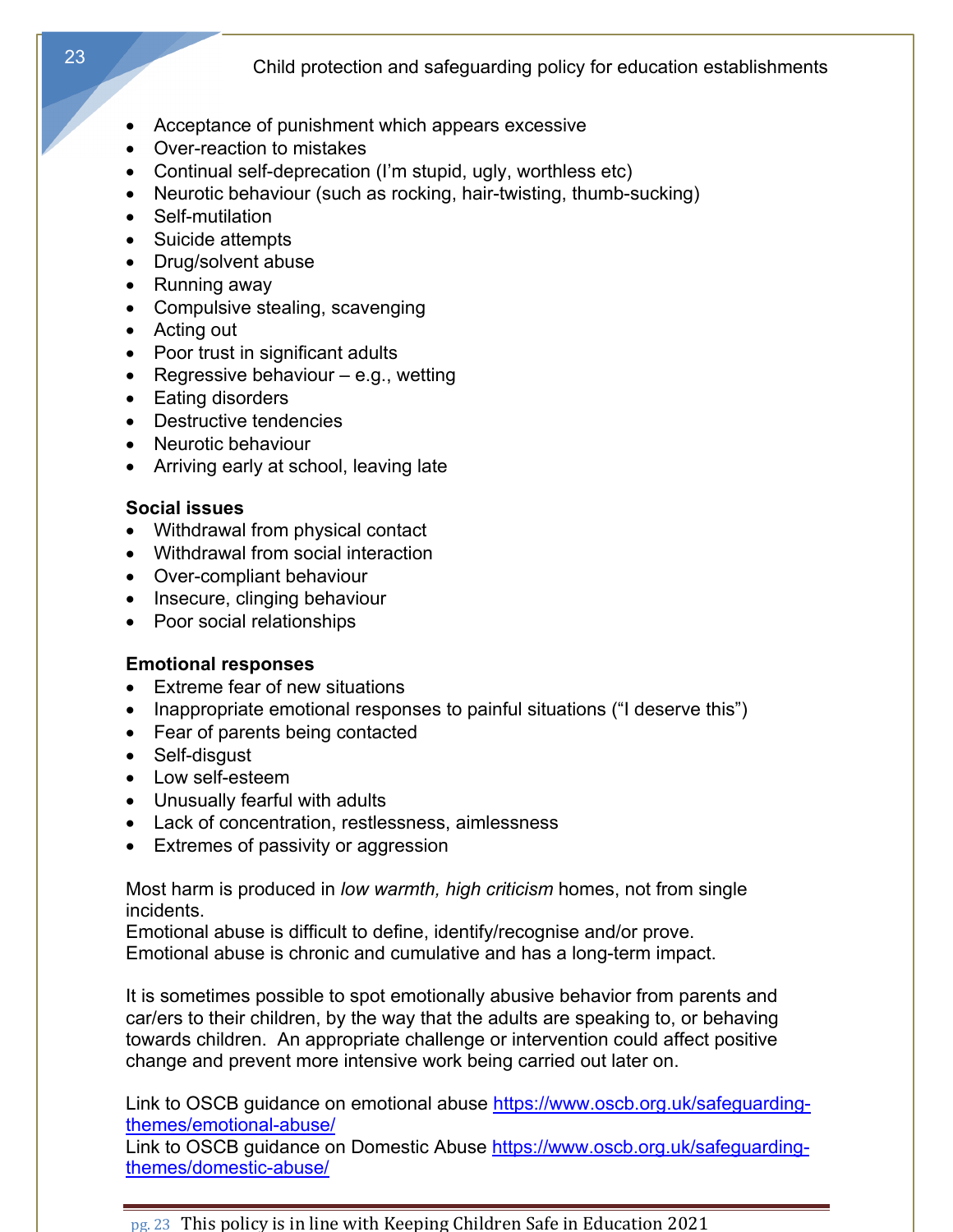- Acceptance of punishment which appears excessive
- Over-reaction to mistakes
- Continual self-deprecation (I'm stupid, ugly, worthless etc)
- Neurotic behaviour (such as rocking, hair-twisting, thumb-sucking)
- Self-mutilation
- Suicide attempts
- Drug/solvent abuse
- Running away
- Compulsive stealing, scavenging
- Acting out
- Poor trust in significant adults
- Regressive behaviour – e.g., wetting
- Eating disorders
- Destructive tendencies
- Neurotic behaviour
- Arriving early at school, leaving late

**Social issues**

- Withdrawal from physical contact
- Withdrawal from social interaction
- Over-compliant behaviour
- Insecure, clinging behaviour
- Poor social relationships

**Emotional responses**

- Extreme fear of new situations
- Inappropriate emotional responses to painful situations ("I deserve this")
- Fear of parents being contacted
- Self-disgust
- Low self-esteem
- Unusually fearful with adults
- Lack of concentration, restlessness, aimlessness
- Extremes of passivity or aggression

Most harm is produced in *low warmth, high criticism* homes, not from single incidents.
Emotional abuse is difficult to define, identify/recognise and/or prove.
Emotional abuse is chronic and cumulative and has a long-term impact.

It is sometimes possible to spot emotionally abusive behavior from parents and car/ers to their children, by the way that the adults are speaking to, or behaving towards children. An appropriate challenge or intervention could affect positive change and prevent more intensive work being carried out later on.

Link to OSCB guidance on emotional abuse https://www.oscb.org.uk/safeguarding-themes/emotional-abuse/
Link to OSCB guidance on Domestic Abuse https://www.oscb.org.uk/safeguarding-themes/domestic-abuse/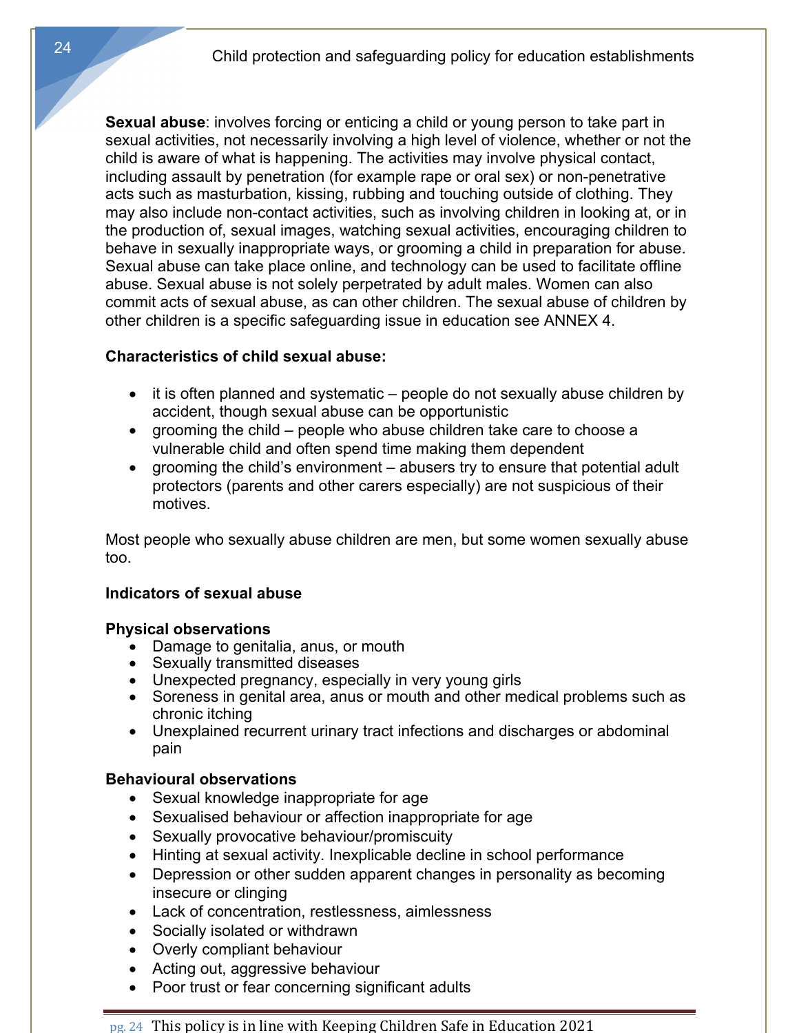**Sexual abuse**: involves forcing or enticing a child or young person to take part in sexual activities, not necessarily involving a high level of violence, whether or not the child is aware of what is happening. The activities may involve physical contact, including assault by penetration (for example rape or oral sex) or non-penetrative acts such as masturbation, kissing, rubbing and touching outside of clothing. They may also include non-contact activities, such as involving children in looking at, or in the production of, sexual images, watching sexual activities, encouraging children to behave in sexually inappropriate ways, or grooming a child in preparation for abuse. Sexual abuse can take place online, and technology can be used to facilitate offline abuse. Sexual abuse is not solely perpetrated by adult males. Women can also commit acts of sexual abuse, as can other children. The sexual abuse of children by other children is a specific safeguarding issue in education see ANNEX 4.

**Characteristics of child sexual abuse:**

- it is often planned and systematic – people do not sexually abuse children by accident, though sexual abuse can be opportunistic
- grooming the child – people who abuse children take care to choose a vulnerable child and often spend time making them dependent
- grooming the child's environment – abusers try to ensure that potential adult protectors (parents and other carers especially) are not suspicious of their motives.

Most people who sexually abuse children are men, but some women sexually abuse too.

**Indicators of sexual abuse**

**Physical observations**

- Damage to genitalia, anus, or mouth
- Sexually transmitted diseases
- Unexpected pregnancy, especially in very young girls
- Soreness in genital area, anus or mouth and other medical problems such as chronic itching
- Unexplained recurrent urinary tract infections and discharges or abdominal pain

**Behavioural observations**

- Sexual knowledge inappropriate for age
- Sexualised behaviour or affection inappropriate for age
- Sexually provocative behaviour/promiscuity
- Hinting at sexual activity. Inexplicable decline in school performance
- Depression or other sudden apparent changes in personality as becoming insecure or clinging
- Lack of concentration, restlessness, aimlessness
- Socially isolated or withdrawn
- Overly compliant behaviour
- Acting out, aggressive behaviour
- Poor trust or fear concerning significant adults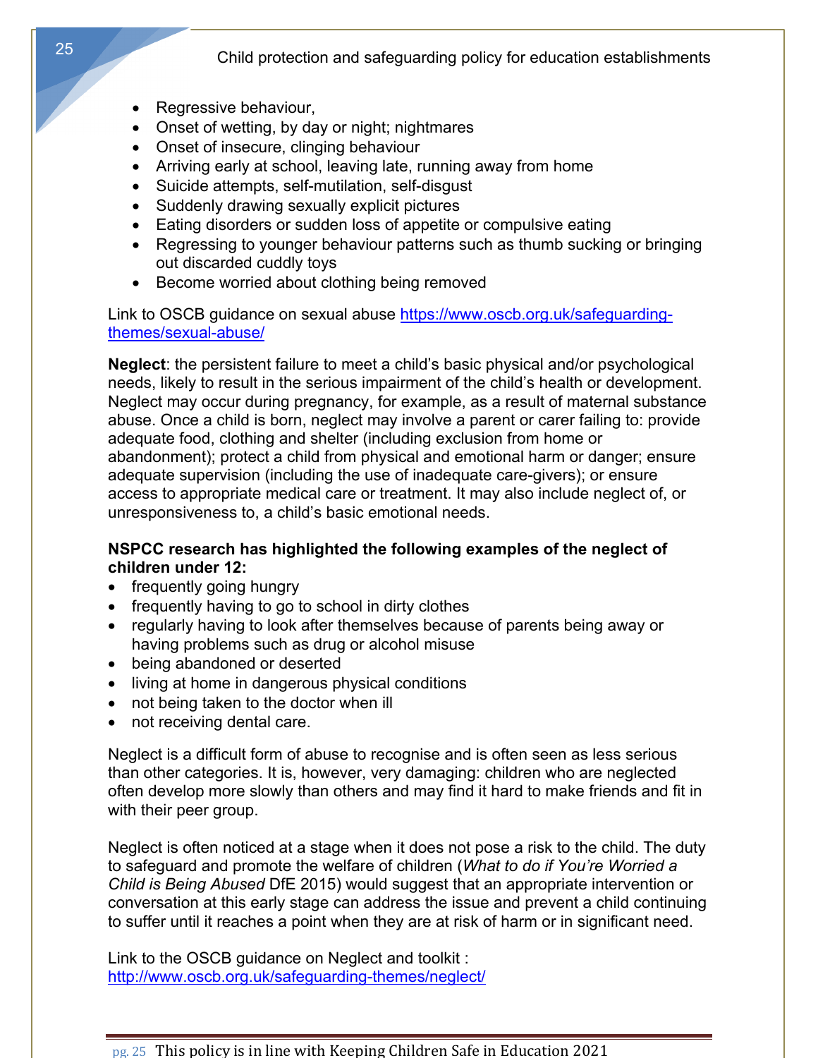- Regressive behaviour,
- Onset of wetting, by day or night; nightmares
- Onset of insecure, clinging behaviour
- Arriving early at school, leaving late, running away from home
- Suicide attempts, self-mutilation, self-disgust
- Suddenly drawing sexually explicit pictures
- Eating disorders or sudden loss of appetite or compulsive eating
- Regressing to younger behaviour patterns such as thumb sucking or bringing out discarded cuddly toys
- Become worried about clothing being removed

Link to OSCB guidance on sexual abuse [https://www.oscb.org.uk/safeguarding-themes/sexual-abuse/](https://www.oscb.org.uk/safeguarding-themes/sexual-abuse/)

**Neglect**: the persistent failure to meet a child's basic physical and/or psychological needs, likely to result in the serious impairment of the child's health or development. Neglect may occur during pregnancy, for example, as a result of maternal substance abuse. Once a child is born, neglect may involve a parent or carer failing to: provide adequate food, clothing and shelter (including exclusion from home or abandonment); protect a child from physical and emotional harm or danger; ensure adequate supervision (including the use of inadequate care-givers); or ensure access to appropriate medical care or treatment. It may also include neglect of, or unresponsiveness to, a child's basic emotional needs.

**NSPCC research has highlighted the following examples of the neglect of children under 12:**

- frequently going hungry
- frequently having to go to school in dirty clothes
- regularly having to look after themselves because of parents being away or having problems such as drug or alcohol misuse
- being abandoned or deserted
- living at home in dangerous physical conditions
- not being taken to the doctor when ill
- not receiving dental care.

Neglect is a difficult form of abuse to recognise and is often seen as less serious than other categories. It is, however, very damaging: children who are neglected often develop more slowly than others and may find it hard to make friends and fit in with their peer group.

Neglect is often noticed at a stage when it does not pose a risk to the child. The duty to safeguard and promote the welfare of children (*What to do if You're Worried a Child is Being Abused* DfE 2015) would suggest that an appropriate intervention or conversation at this early stage can address the issue and prevent a child continuing to suffer until it reaches a point when they are at risk of harm or in significant need.

Link to the OSCB guidance on Neglect and toolkit :
[http://www.oscb.org.uk/safeguarding-themes/neglect/](http://www.oscb.org.uk/safeguarding-themes/neglect/)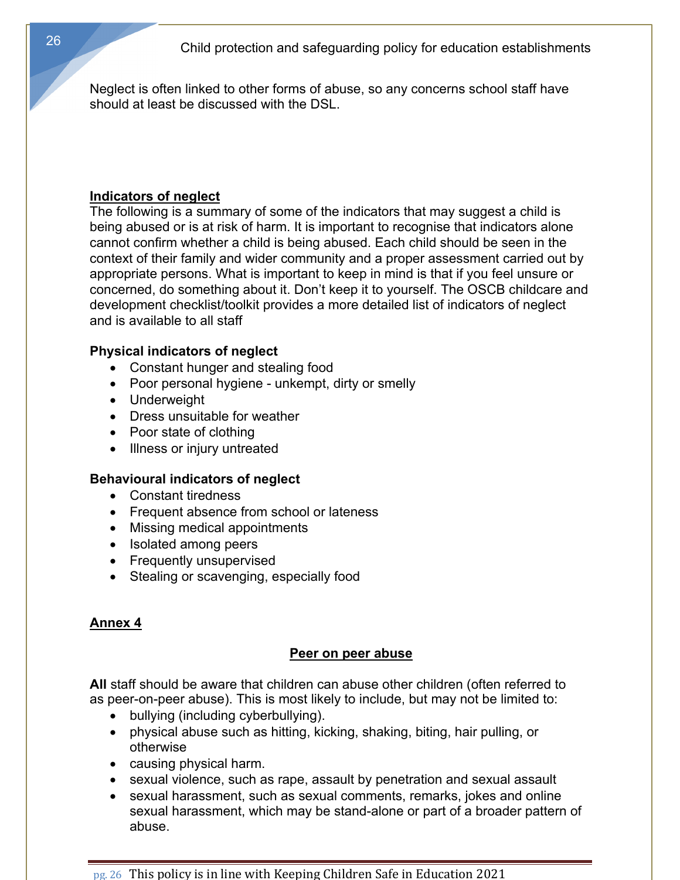Neglect is often linked to other forms of abuse, so any concerns school staff have should at least be discussed with the DSL.

**Indicators of neglect**

The following is a summary of some of the indicators that may suggest a child is being abused or is at risk of harm. It is important to recognise that indicators alone cannot confirm whether a child is being abused. Each child should be seen in the context of their family and wider community and a proper assessment carried out by appropriate persons. What is important to keep in mind is that if you feel unsure or concerned, do something about it. Don't keep it to yourself. The OSCB childcare and development checklist/toolkit provides a more detailed list of indicators of neglect and is available to all staff

**Physical indicators of neglect**

- Constant hunger and stealing food
- Poor personal hygiene - unkempt, dirty or smelly
- Underweight
- Dress unsuitable for weather
- Poor state of clothing
- Illness or injury untreated

**Behavioural indicators of neglect**

- Constant tiredness
- Frequent absence from school or lateness
- Missing medical appointments
- Isolated among peers
- Frequently unsupervised
- Stealing or scavenging, especially food

## Annex 4

## Peer on peer abuse

**All** staff should be aware that children can abuse other children (often referred to as peer-on-peer abuse). This is most likely to include, but may not be limited to:

- bullying (including cyberbullying).
- physical abuse such as hitting, kicking, shaking, biting, hair pulling, or otherwise
- causing physical harm.
- sexual violence, such as rape, assault by penetration and sexual assault
- sexual harassment, such as sexual comments, remarks, jokes and online sexual harassment, which may be stand-alone or part of a broader pattern of abuse.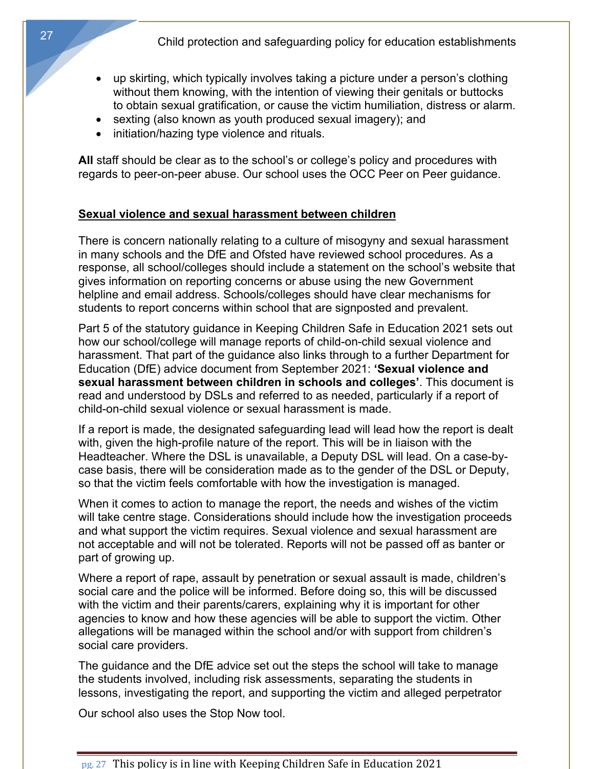- up skirting, which typically involves taking a picture under a person's clothing without them knowing, with the intention of viewing their genitals or buttocks to obtain sexual gratification, or cause the victim humiliation, distress or alarm.
- sexting (also known as youth produced sexual imagery); and
- initiation/hazing type violence and rituals.

**All** staff should be clear as to the school's or college's policy and procedures with regards to peer-on-peer abuse. Our school uses the OCC Peer on Peer guidance.

**Sexual violence and sexual harassment between children**

There is concern nationally relating to a culture of misogyny and sexual harassment in many schools and the DfE and Ofsted have reviewed school procedures. As a response, all school/colleges should include a statement on the school's website that gives information on reporting concerns or abuse using the new Government helpline and email address. Schools/colleges should have clear mechanisms for students to report concerns within school that are signposted and prevalent.

Part 5 of the statutory guidance in Keeping Children Safe in Education 2021 sets out how our school/college will manage reports of child-on-child sexual violence and harassment. That part of the guidance also links through to a further Department for Education (DfE) advice document from September 2021: **'Sexual violence and sexual harassment between children in schools and colleges'**. This document is read and understood by DSLs and referred to as needed, particularly if a report of child-on-child sexual violence or sexual harassment is made.

If a report is made, the designated safeguarding lead will lead how the report is dealt with, given the high-profile nature of the report. This will be in liaison with the Headteacher. Where the DSL is unavailable, a Deputy DSL will lead. On a case-by-case basis, there will be consideration made as to the gender of the DSL or Deputy, so that the victim feels comfortable with how the investigation is managed.

When it comes to action to manage the report, the needs and wishes of the victim will take centre stage. Considerations should include how the investigation proceeds and what support the victim requires. Sexual violence and sexual harassment are not acceptable and will not be tolerated. Reports will not be passed off as banter or part of growing up.

Where a report of rape, assault by penetration or sexual assault is made, children's social care and the police will be informed. Before doing so, this will be discussed with the victim and their parents/carers, explaining why it is important for other agencies to know and how these agencies will be able to support the victim. Other allegations will be managed within the school and/or with support from children's social care providers.

The guidance and the DfE advice set out the steps the school will take to manage the students involved, including risk assessments, separating the students in lessons, investigating the report, and supporting the victim and alleged perpetrator

Our school also uses the Stop Now tool.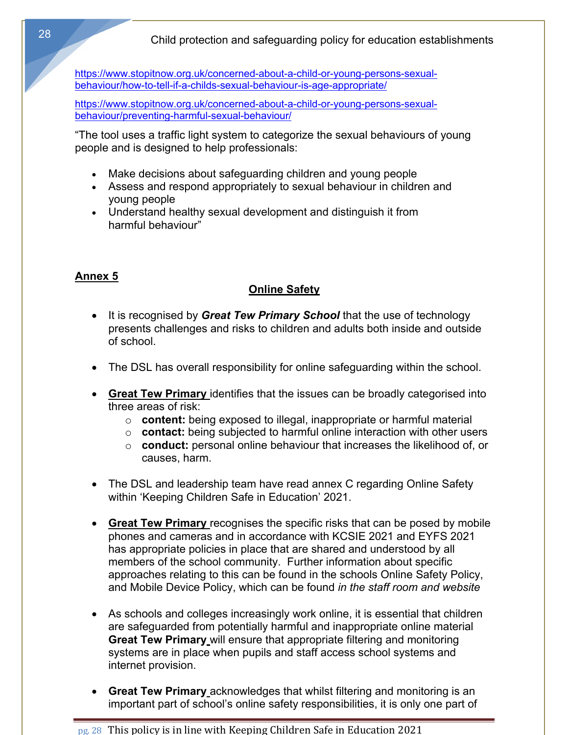https://www.stopitnow.org.uk/concerned-about-a-child-or-young-persons-sexual-behaviour/how-to-tell-if-a-childs-sexual-behaviour-is-age-appropriate/

https://www.stopitnow.org.uk/concerned-about-a-child-or-young-persons-sexual-behaviour/preventing-harmful-sexual-behaviour/

"The tool uses a traffic light system to categorize the sexual behaviours of young people and is designed to help professionals:

- Make decisions about safeguarding children and young people
- Assess and respond appropriately to sexual behaviour in children and young people
- Understand healthy sexual development and distinguish it from harmful behaviour"

## Annex 5

### Online Safety

- It is recognised by ***Great Tew Primary School*** that the use of technology presents challenges and risks to children and adults both inside and outside of school.

- The DSL has overall responsibility for online safeguarding within the school.

- **Great Tew Primary** identifies that the issues can be broadly categorised into three areas of risk:
    - **content:** being exposed to illegal, inappropriate or harmful material
    - **contact:** being subjected to harmful online interaction with other users
    - **conduct:** personal online behaviour that increases the likelihood of, or causes, harm.

- The DSL and leadership team have read annex C regarding Online Safety within 'Keeping Children Safe in Education' 2021.

- **Great Tew Primary** recognises the specific risks that can be posed by mobile phones and cameras and in accordance with KCSIE 2021 and EYFS 2021 has appropriate policies in place that are shared and understood by all members of the school community. Further information about specific approaches relating to this can be found in the schools Online Safety Policy, and Mobile Device Policy, which can be found *in the staff room and website*

- As schools and colleges increasingly work online, it is essential that children are safeguarded from potentially harmful and inappropriate online material **Great Tew Primary** will ensure that appropriate filtering and monitoring systems are in place when pupils and staff access school systems and internet provision.

- **Great Tew Primary** acknowledges that whilst filtering and monitoring is an important part of school's online safety responsibilities, it is only one part of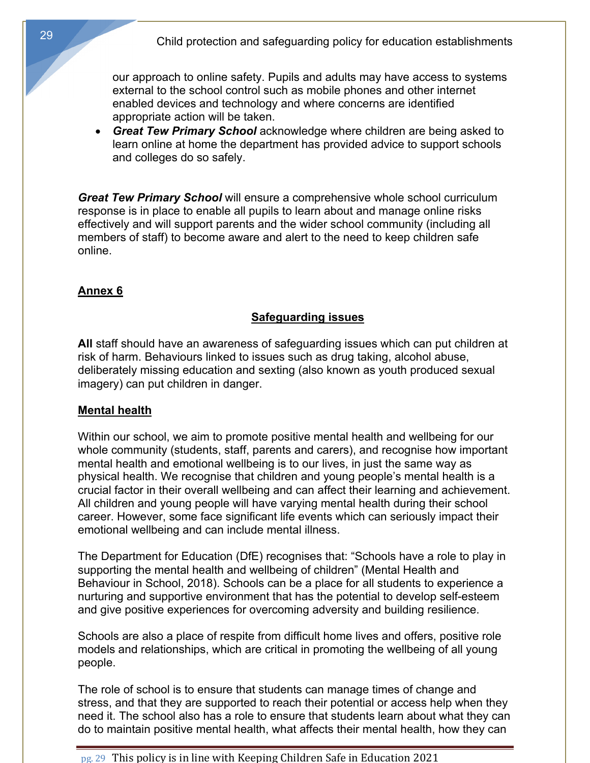our approach to online safety. Pupils and adults may have access to systems external to the school control such as mobile phones and other internet enabled devices and technology and where concerns are identified appropriate action will be taken.

- ***Great Tew Primary School*** acknowledge where children are being asked to learn online at home the department has provided advice to support schools and colleges do so safely.

***Great Tew Primary School*** will ensure a comprehensive whole school curriculum response is in place to enable all pupils to learn about and manage online risks effectively and will support parents and the wider school community (including all members of staff) to become aware and alert to the need to keep children safe online.

## Annex 6

### Safeguarding issues

**All** staff should have an awareness of safeguarding issues which can put children at risk of harm. Behaviours linked to issues such as drug taking, alcohol abuse, deliberately missing education and sexting (also known as youth produced sexual imagery) can put children in danger.

### Mental health

Within our school, we aim to promote positive mental health and wellbeing for our whole community (students, staff, parents and carers), and recognise how important mental health and emotional wellbeing is to our lives, in just the same way as physical health. We recognise that children and young people's mental health is a crucial factor in their overall wellbeing and can affect their learning and achievement. All children and young people will have varying mental health during their school career. However, some face significant life events which can seriously impact their emotional wellbeing and can include mental illness.

The Department for Education (DfE) recognises that: "Schools have a role to play in supporting the mental health and wellbeing of children" (Mental Health and Behaviour in School, 2018). Schools can be a place for all students to experience a nurturing and supportive environment that has the potential to develop self-esteem and give positive experiences for overcoming adversity and building resilience.

Schools are also a place of respite from difficult home lives and offers, positive role models and relationships, which are critical in promoting the wellbeing of all young people.

The role of school is to ensure that students can manage times of change and stress, and that they are supported to reach their potential or access help when they need it. The school also has a role to ensure that students learn about what they can do to maintain positive mental health, what affects their mental health, how they can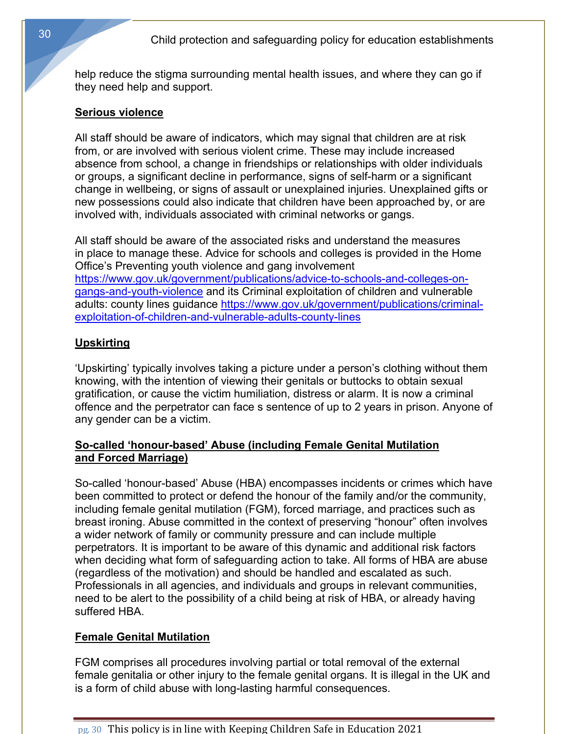help reduce the stigma surrounding mental health issues, and where they can go if they need help and support.

**Serious violence**

All staff should be aware of indicators, which may signal that children are at risk from, or are involved with serious violent crime. These may include increased absence from school, a change in friendships or relationships with older individuals or groups, a significant decline in performance, signs of self-harm or a significant change in wellbeing, or signs of assault or unexplained injuries. Unexplained gifts or new possessions could also indicate that children have been approached by, or are involved with, individuals associated with criminal networks or gangs.

All staff should be aware of the associated risks and understand the measures in place to manage these. Advice for schools and colleges is provided in the Home Office's Preventing youth violence and gang involvement [https://www.gov.uk/government/publications/advice-to-schools-and-colleges-on-gangs-and-youth-violence](https://www.gov.uk/government/publications/advice-to-schools-and-colleges-on-gangs-and-youth-violence) and its Criminal exploitation of children and vulnerable adults: county lines guidance [https://www.gov.uk/government/publications/criminal-exploitation-of-children-and-vulnerable-adults-county-lines](https://www.gov.uk/government/publications/criminal-exploitation-of-children-and-vulnerable-adults-county-lines)

**Upskirting**

'Upskirting' typically involves taking a picture under a person's clothing without them knowing, with the intention of viewing their genitals or buttocks to obtain sexual gratification, or cause the victim humiliation, distress or alarm. It is now a criminal offence and the perpetrator can face s sentence of up to 2 years in prison. Anyone of any gender can be a victim.

**So-called 'honour-based' Abuse (including Female Genital Mutilation and Forced Marriage)**

So-called 'honour-based' Abuse (HBA) encompasses incidents or crimes which have been committed to protect or defend the honour of the family and/or the community, including female genital mutilation (FGM), forced marriage, and practices such as breast ironing. Abuse committed in the context of preserving "honour" often involves a wider network of family or community pressure and can include multiple perpetrators. It is important to be aware of this dynamic and additional risk factors when deciding what form of safeguarding action to take. All forms of HBA are abuse (regardless of the motivation) and should be handled and escalated as such. Professionals in all agencies, and individuals and groups in relevant communities, need to be alert to the possibility of a child being at risk of HBA, or already having suffered HBA.

**Female Genital Mutilation**

FGM comprises all procedures involving partial or total removal of the external female genitalia or other injury to the female genital organs. It is illegal in the UK and is a form of child abuse with long-lasting harmful consequences.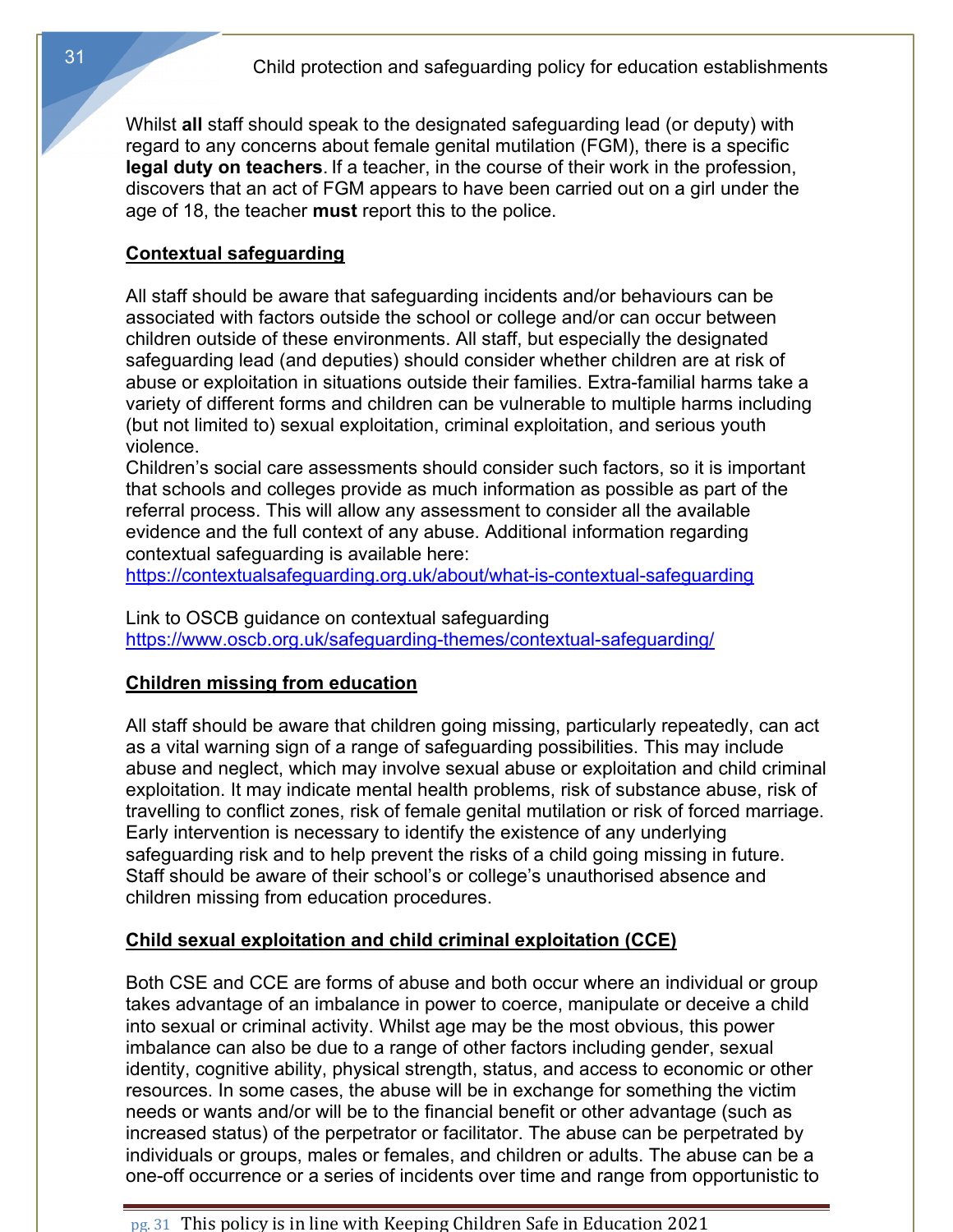Whilst **all** staff should speak to the designated safeguarding lead (or deputy) with regard to any concerns about female genital mutilation (FGM), there is a specific **legal duty on teachers**. If a teacher, in the course of their work in the profession, discovers that an act of FGM appears to have been carried out on a girl under the age of 18, the teacher **must** report this to the police.

## Contextual safeguarding

All staff should be aware that safeguarding incidents and/or behaviours can be associated with factors outside the school or college and/or can occur between children outside of these environments. All staff, but especially the designated safeguarding lead (and deputies) should consider whether children are at risk of abuse or exploitation in situations outside their families. Extra-familial harms take a variety of different forms and children can be vulnerable to multiple harms including (but not limited to) sexual exploitation, criminal exploitation, and serious youth violence.
Children's social care assessments should consider such factors, so it is important that schools and colleges provide as much information as possible as part of the referral process. This will allow any assessment to consider all the available evidence and the full context of any abuse. Additional information regarding contextual safeguarding is available here:
https://contextualsafeguarding.org.uk/about/what-is-contextual-safeguarding

Link to OSCB guidance on contextual safeguarding
https://www.oscb.org.uk/safeguarding-themes/contextual-safeguarding/

## Children missing from education

All staff should be aware that children going missing, particularly repeatedly, can act as a vital warning sign of a range of safeguarding possibilities. This may include abuse and neglect, which may involve sexual abuse or exploitation and child criminal exploitation. It may indicate mental health problems, risk of substance abuse, risk of travelling to conflict zones, risk of female genital mutilation or risk of forced marriage. Early intervention is necessary to identify the existence of any underlying safeguarding risk and to help prevent the risks of a child going missing in future. Staff should be aware of their school's or college's unauthorised absence and children missing from education procedures.

## Child sexual exploitation and child criminal exploitation (CCE)

Both CSE and CCE are forms of abuse and both occur where an individual or group takes advantage of an imbalance in power to coerce, manipulate or deceive a child into sexual or criminal activity. Whilst age may be the most obvious, this power imbalance can also be due to a range of other factors including gender, sexual identity, cognitive ability, physical strength, status, and access to economic or other resources. In some cases, the abuse will be in exchange for something the victim needs or wants and/or will be to the financial benefit or other advantage (such as increased status) of the perpetrator or facilitator. The abuse can be perpetrated by individuals or groups, males or females, and children or adults. The abuse can be a one-off occurrence or a series of incidents over time and range from opportunistic to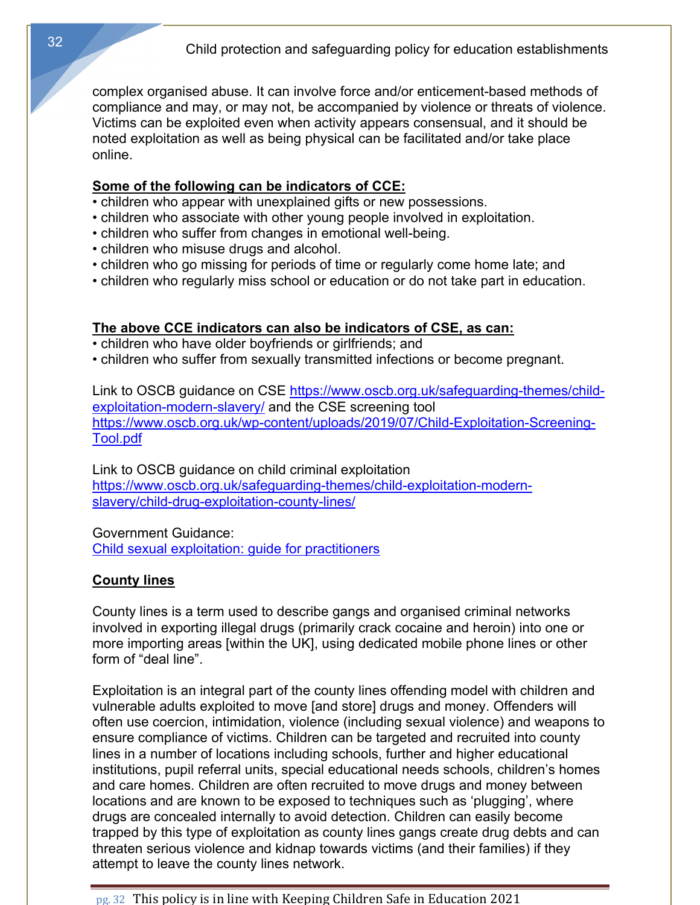complex organised abuse. It can involve force and/or enticement-based methods of compliance and may, or may not, be accompanied by violence or threats of violence. Victims can be exploited even when activity appears consensual, and it should be noted exploitation as well as being physical can be facilitated and/or take place online.

**Some of the following can be indicators of CCE:**

- children who appear with unexplained gifts or new possessions.
- children who associate with other young people involved in exploitation.
- children who suffer from changes in emotional well-being.
- children who misuse drugs and alcohol.
- children who go missing for periods of time or regularly come home late; and
- children who regularly miss school or education or do not take part in education.

**The above CCE indicators can also be indicators of CSE, as can:**

- children who have older boyfriends or girlfriends; and
- children who suffer from sexually transmitted infections or become pregnant.

Link to OSCB guidance on CSE [https://www.oscb.org.uk/safeguarding-themes/child-exploitation-modern-slavery/](https://www.oscb.org.uk/safeguarding-themes/child-exploitation-modern-slavery/) and the CSE screening tool [https://www.oscb.org.uk/wp-content/uploads/2019/07/Child-Exploitation-Screening-Tool.pdf](https://www.oscb.org.uk/wp-content/uploads/2019/07/Child-Exploitation-Screening-Tool.pdf)

Link to OSCB guidance on child criminal exploitation [https://www.oscb.org.uk/safeguarding-themes/child-exploitation-modern-slavery/child-drug-exploitation-county-lines/](https://www.oscb.org.uk/safeguarding-themes/child-exploitation-modern-slavery/child-drug-exploitation-county-lines/)

Government Guidance:
Child sexual exploitation: guide for practitioners

**County lines**

County lines is a term used to describe gangs and organised criminal networks involved in exporting illegal drugs (primarily crack cocaine and heroin) into one or more importing areas [within the UK], using dedicated mobile phone lines or other form of "deal line".

Exploitation is an integral part of the county lines offending model with children and vulnerable adults exploited to move [and store] drugs and money. Offenders will often use coercion, intimidation, violence (including sexual violence) and weapons to ensure compliance of victims. Children can be targeted and recruited into county lines in a number of locations including schools, further and higher educational institutions, pupil referral units, special educational needs schools, children's homes and care homes. Children are often recruited to move drugs and money between locations and are known to be exposed to techniques such as 'plugging', where drugs are concealed internally to avoid detection. Children can easily become trapped by this type of exploitation as county lines gangs create drug debts and can threaten serious violence and kidnap towards victims (and their families) if they attempt to leave the county lines network.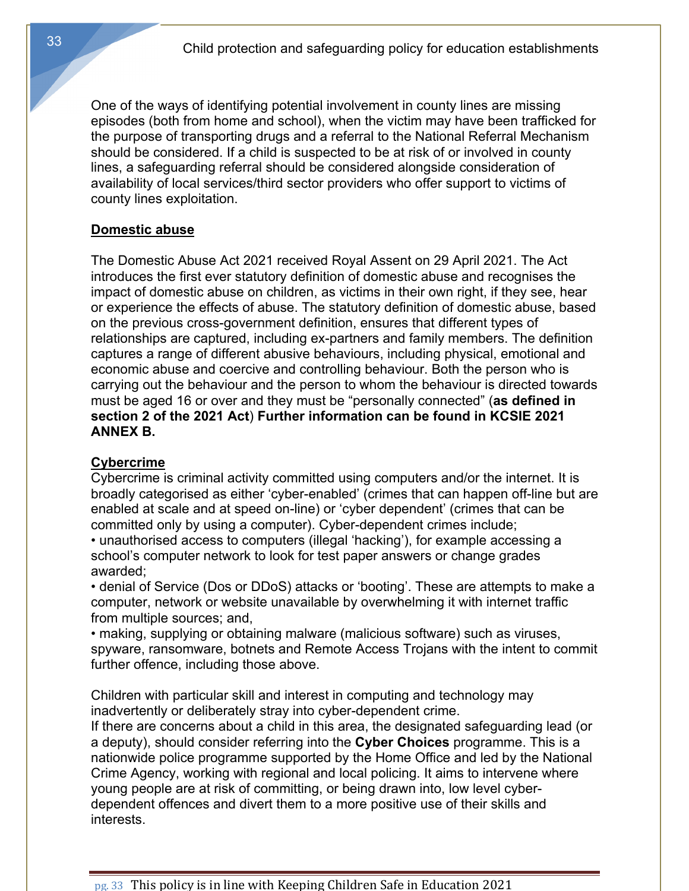One of the ways of identifying potential involvement in county lines are missing episodes (both from home and school), when the victim may have been trafficked for the purpose of transporting drugs and a referral to the National Referral Mechanism should be considered. If a child is suspected to be at risk of or involved in county lines, a safeguarding referral should be considered alongside consideration of availability of local services/third sector providers who offer support to victims of county lines exploitation.

## Domestic abuse

The Domestic Abuse Act 2021 received Royal Assent on 29 April 2021. The Act introduces the first ever statutory definition of domestic abuse and recognises the impact of domestic abuse on children, as victims in their own right, if they see, hear or experience the effects of abuse. The statutory definition of domestic abuse, based on the previous cross-government definition, ensures that different types of relationships are captured, including ex-partners and family members. The definition captures a range of different abusive behaviours, including physical, emotional and economic abuse and coercive and controlling behaviour. Both the person who is carrying out the behaviour and the person to whom the behaviour is directed towards must be aged 16 or over and they must be "personally connected" (**as defined in section 2 of the 2021 Act**) **Further information can be found in KCSIE 2021 ANNEX B.**

## Cybercrime

Cybercrime is criminal activity committed using computers and/or the internet. It is broadly categorised as either 'cyber-enabled' (crimes that can happen off-line but are enabled at scale and at speed on-line) or 'cyber dependent' (crimes that can be committed only by using a computer). Cyber-dependent crimes include;

- unauthorised access to computers (illegal 'hacking'), for example accessing a school's computer network to look for test paper answers or change grades awarded;
- denial of Service (Dos or DDoS) attacks or 'booting'. These are attempts to make a computer, network or website unavailable by overwhelming it with internet traffic from multiple sources; and,
- making, supplying or obtaining malware (malicious software) such as viruses, spyware, ransomware, botnets and Remote Access Trojans with the intent to commit further offence, including those above.

Children with particular skill and interest in computing and technology may inadvertently or deliberately stray into cyber-dependent crime.
If there are concerns about a child in this area, the designated safeguarding lead (or a deputy), should consider referring into the **Cyber Choices** programme. This is a nationwide police programme supported by the Home Office and led by the National Crime Agency, working with regional and local policing. It aims to intervene where young people are at risk of committing, or being drawn into, low level cyber-dependent offences and divert them to a more positive use of their skills and interests.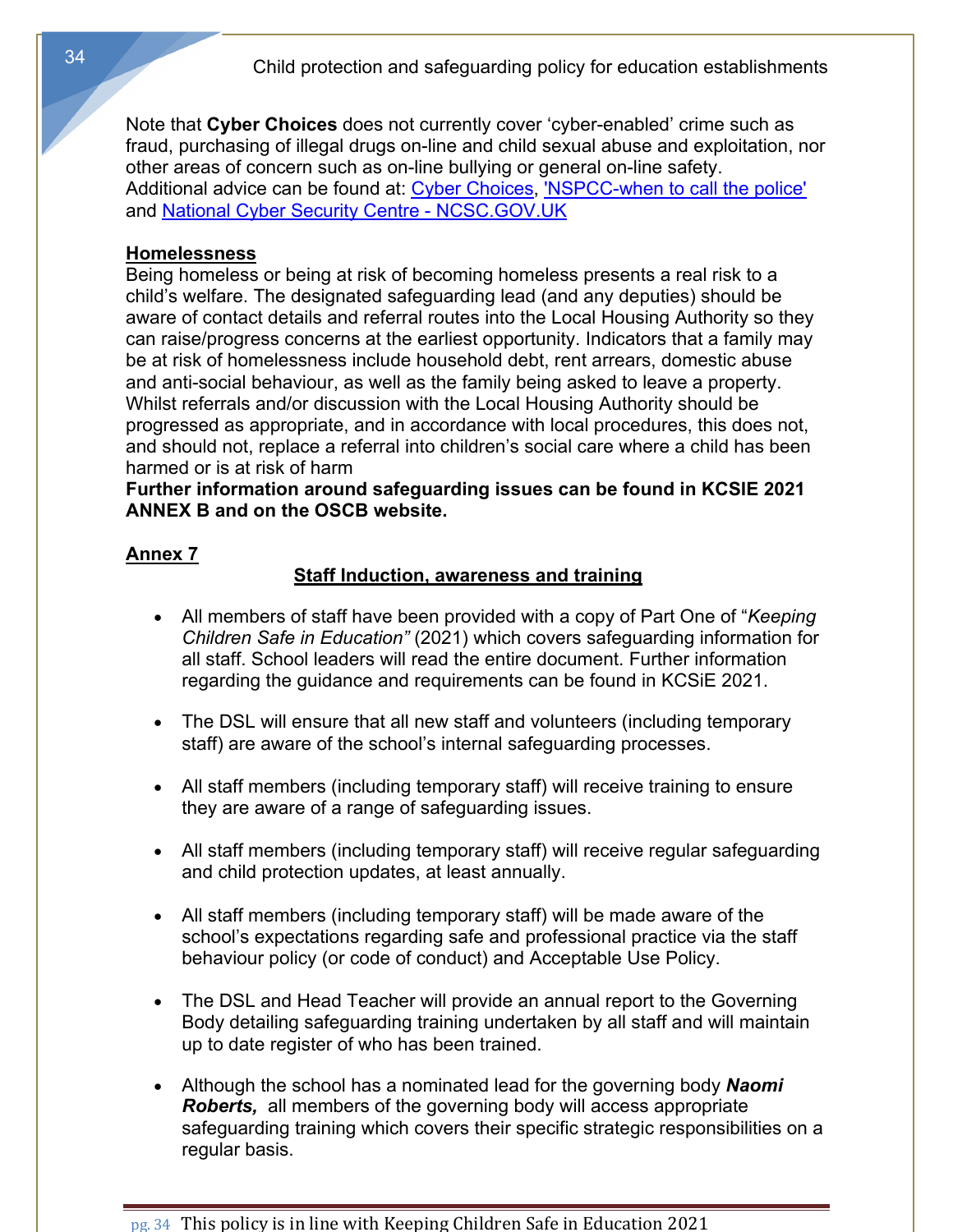Note that **Cyber Choices** does not currently cover 'cyber-enabled' crime such as fraud, purchasing of illegal drugs on-line and child sexual abuse and exploitation, nor other areas of concern such as on-line bullying or general on-line safety. Additional advice can be found at: [Cyber Choices](), ['NSPCC-when to call the police']() and [National Cyber Security Centre - NCSC.GOV.UK]()

**Homelessness**

Being homeless or being at risk of becoming homeless presents a real risk to a child's welfare. The designated safeguarding lead (and any deputies) should be aware of contact details and referral routes into the Local Housing Authority so they can raise/progress concerns at the earliest opportunity. Indicators that a family may be at risk of homelessness include household debt, rent arrears, domestic abuse and anti-social behaviour, as well as the family being asked to leave a property. Whilst referrals and/or discussion with the Local Housing Authority should be progressed as appropriate, and in accordance with local procedures, this does not, and should not, replace a referral into children's social care where a child has been harmed or is at risk of harm

**Further information around safeguarding issues can be found in KCSIE 2021 ANNEX B and on the OSCB website.**

## Annex 7

### Staff Induction, awareness and training

- All members of staff have been provided with a copy of Part One of "*Keeping Children Safe in Education"* (2021) which covers safeguarding information for all staff. School leaders will read the entire document. Further information regarding the guidance and requirements can be found in KCSiE 2021.

- The DSL will ensure that all new staff and volunteers (including temporary staff) are aware of the school's internal safeguarding processes.

- All staff members (including temporary staff) will receive training to ensure they are aware of a range of safeguarding issues.

- All staff members (including temporary staff) will receive regular safeguarding and child protection updates, at least annually.

- All staff members (including temporary staff) will be made aware of the school's expectations regarding safe and professional practice via the staff behaviour policy (or code of conduct) and Acceptable Use Policy.

- The DSL and Head Teacher will provide an annual report to the Governing Body detailing safeguarding training undertaken by all staff and will maintain up to date register of who has been trained.

- Although the school has a nominated lead for the governing body ***Naomi Roberts,*** all members of the governing body will access appropriate safeguarding training which covers their specific strategic responsibilities on a regular basis.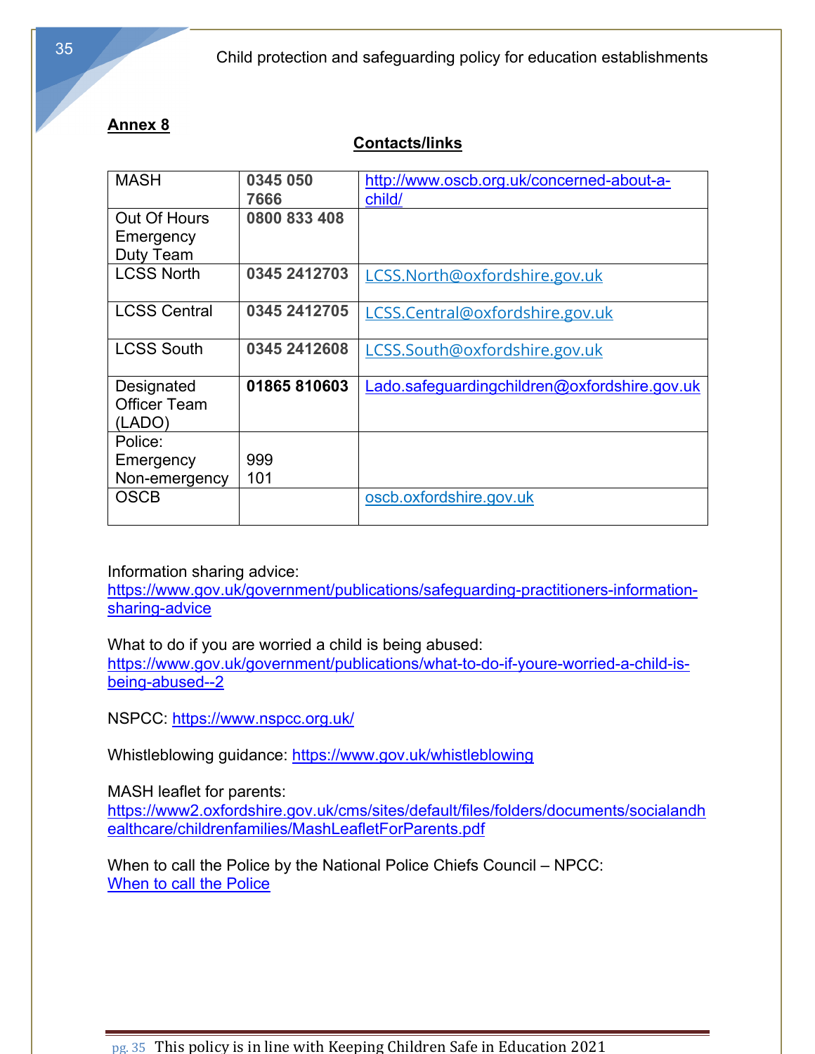**Annex 8**

**Contacts/links**

| | | |
|---|---|---|
| MASH | **0345 050 7666** | http://www.oscb.org.uk/concerned-about-a-child/ |
| Out Of Hours Emergency Duty Team | **0800 833 408** | |
| LCSS North | **0345 2412703** | LCSS.North@oxfordshire.gov.uk |
| LCSS Central | **0345 2412705** | LCSS.Central@oxfordshire.gov.uk |
| LCSS South | **0345 2412608** | LCSS.South@oxfordshire.gov.uk |
| Designated Officer Team (LADO) | **01865 810603** | Lado.safeguardingchildren@oxfordshire.gov.uk |
| Police:<br>Emergency<br>Non-emergency | <br>999<br>101 | |
| OSCB | | oscb.oxfordshire.gov.uk |

Information sharing advice:
https://www.gov.uk/government/publications/safeguarding-practitioners-information-sharing-advice

What to do if you are worried a child is being abused:
https://www.gov.uk/government/publications/what-to-do-if-youre-worried-a-child-is-being-abused--2

NSPCC: https://www.nspcc.org.uk/

Whistleblowing guidance: https://www.gov.uk/whistleblowing

MASH leaflet for parents:
https://www2.oxfordshire.gov.uk/cms/sites/default/files/folders/documents/socialandhealthcare/childrenfamilies/MashLeafletForParents.pdf

When to call the Police by the National Police Chiefs Council – NPCC:
When to call the Police